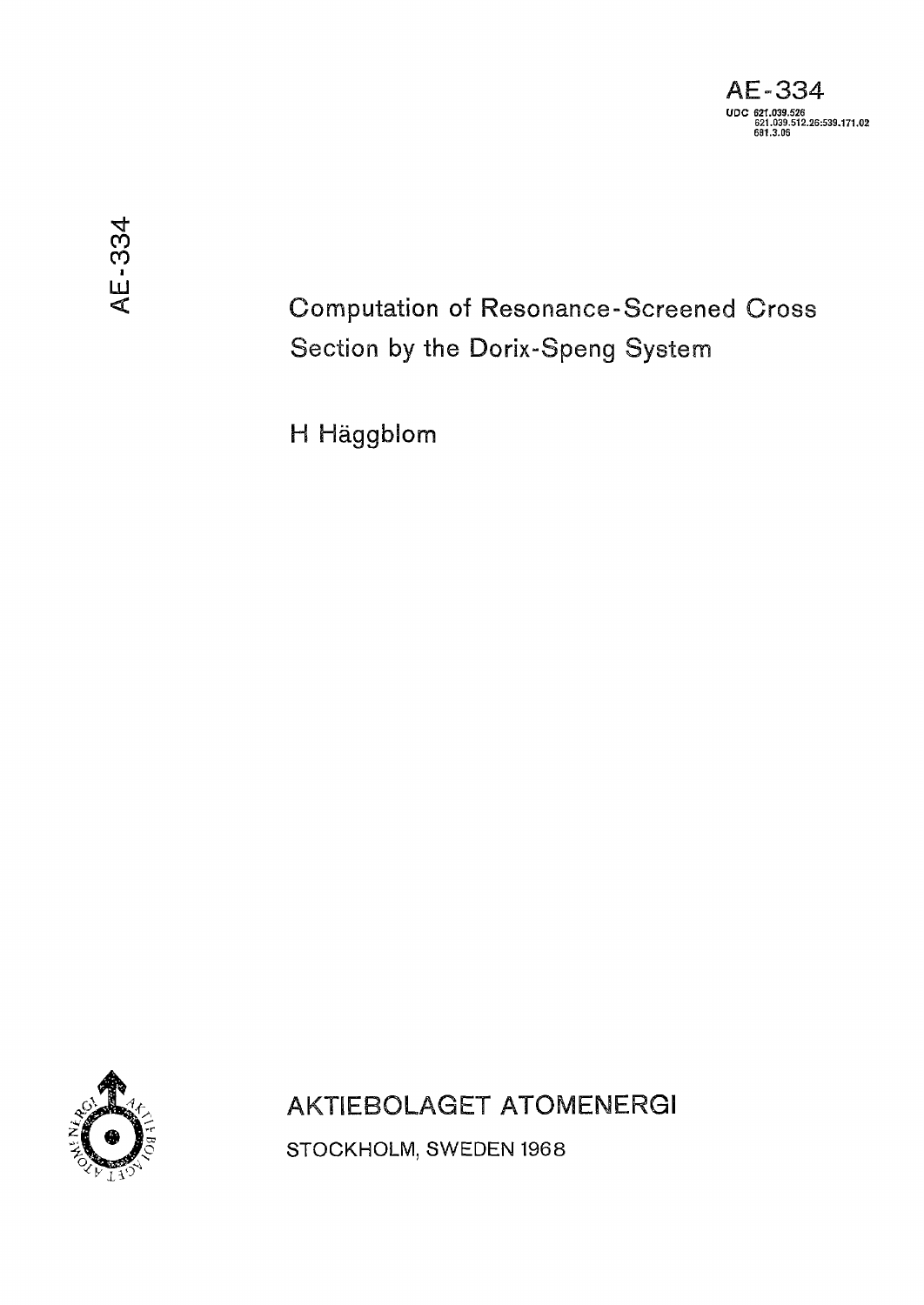AE-334

UDC 621.039.526
621.039.512.26:539.171.02
681.3.06

AE-334

# Computation of Resonance-Screened Cross Section by the Dorix-Speng System

H Häggblom

AKTIEBOLAGET ATOMENERGI

STOCKHOLM, SWEDEN 1968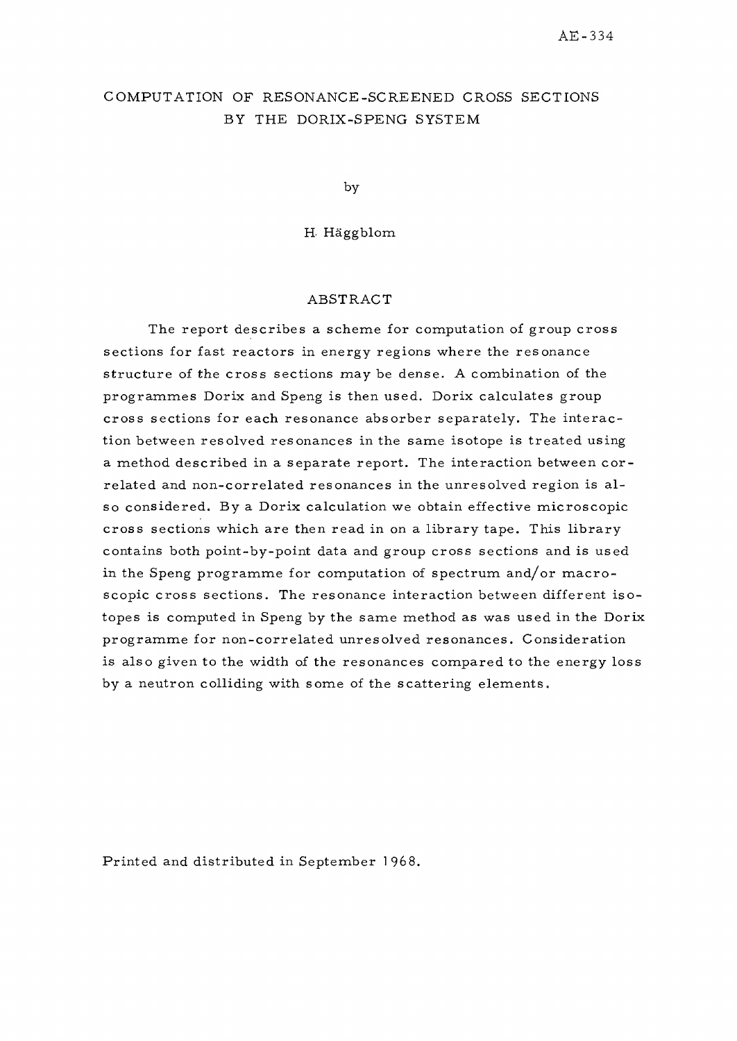AE-334

# COMPUTATION OF RESONANCE-SCREENED CROSS SECTIONS BY THE DORIX-SPENG SYSTEM

by

H. Häggblom

## ABSTRACT

The report describes a scheme for computation of group cross sections for fast reactors in energy regions where the resonance structure of the cross sections may be dense. A combination of the programmes Dorix and Speng is then used. Dorix calculates group cross sections for each resonance absorber separately. The interaction between resolved resonances in the same isotope is treated using a method described in a separate report. The interaction between correlated and non-correlated resonances in the unresolved region is also considered. By a Dorix calculation we obtain effective microscopic cross sections which are then read in on a library tape. This library contains both point-by-point data and group cross sections and is used in the Speng programme for computation of spectrum and/or macroscopic cross sections. The resonance interaction between different isotopes is computed in Speng by the same method as was used in the Dorix programme for non-correlated unresolved resonances. Consideration is also given to the width of the resonances compared to the energy loss by a neutron colliding with some of the scattering elements.

Printed and distributed in September 1968.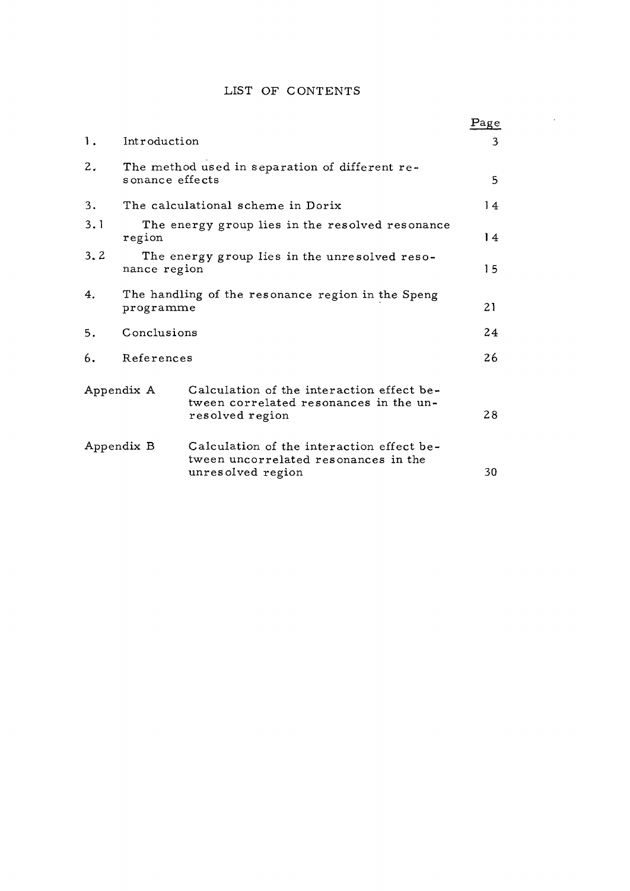## LIST OF CONTENTS

| | | Page |
|---|---|---|
| 1. | Introduction | 3 |
| 2. | The method used in separation of different resonance effects | 5 |
| 3. | The calculational scheme in Dorix | 14 |
| 3.1 | The energy group lies in the resolved resonance region | 14 |
| 3.2 | The energy group lies in the unresolved resonance region | 15 |
| 4. | The handling of the resonance region in the Speng programme | 21 |
| 5. | Conclusions | 24 |
| 6. | References | 26 |
| Appendix A | Calculation of the interaction effect between correlated resonances in the unresolved region | 28 |
| Appendix B | Calculation of the interaction effect between uncorrelated resonances in the unresolved region | 30 |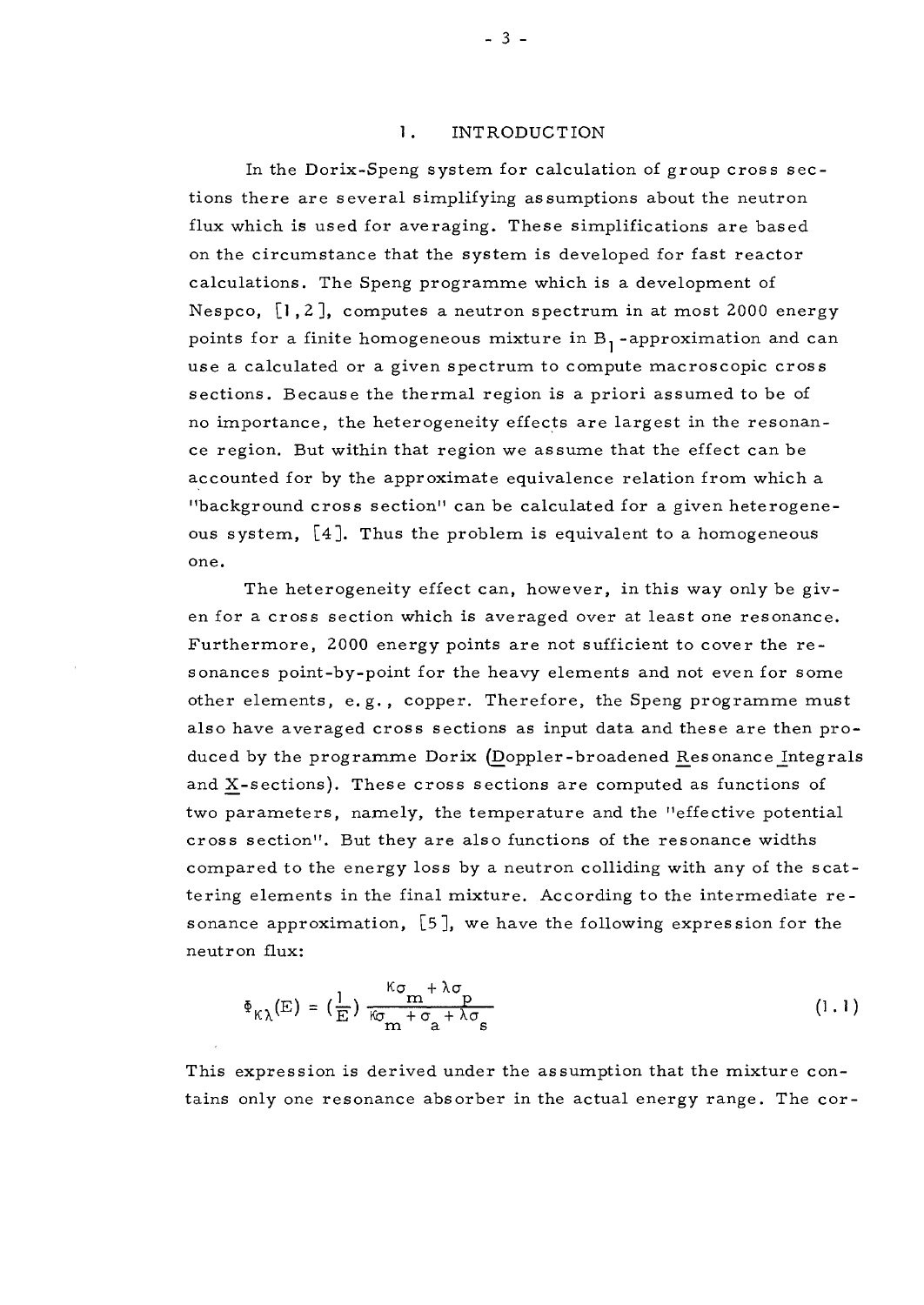# 1. INTRODUCTION

In the Dorix-Speng system for calculation of group cross sections there are several simplifying assumptions about the neutron flux which is used for averaging. These simplifications are based on the circumstance that the system is developed for fast reactor calculations. The Speng programme which is a development of Nespco, [1,2], computes a neutron spectrum in at most 2000 energy points for a finite homogeneous mixture in $B_1$-approximation and can use a calculated or a given spectrum to compute macroscopic cross sections. Because the thermal region is a priori assumed to be of no importance, the heterogeneity effects are largest in the resonance region. But within that region we assume that the effect can be accounted for by the approximate equivalence relation from which a "background cross section" can be calculated for a given heterogeneous system, [4]. Thus the problem is equivalent to a homogeneous one.

The heterogeneity effect can, however, in this way only be given for a cross section which is averaged over at least one resonance. Furthermore, 2000 energy points are not sufficient to cover the resonances point-by-point for the heavy elements and not even for some other elements, e.g., copper. Therefore, the Speng programme must also have averaged cross sections as input data and these are then produced by the programme Dorix (Doppler-broadened Resonance Integrals and X-sections). These cross sections are computed as functions of two parameters, namely, the temperature and the "effective potential cross section". But they are also functions of the resonance widths compared to the energy loss by a neutron colliding with any of the scattering elements in the final mixture. According to the intermediate resonance approximation, [5], we have the following expression for the neutron flux:

$$\Phi_{\kappa\lambda}(E) = \left(\frac{1}{E}\right) \frac{\kappa\sigma_m + \lambda\sigma_p}{\kappa\sigma_m + \sigma_a + \lambda\sigma_s} \tag{1.1}$$

This expression is derived under the assumption that the mixture contains only one resonance absorber in the actual energy range. The cor-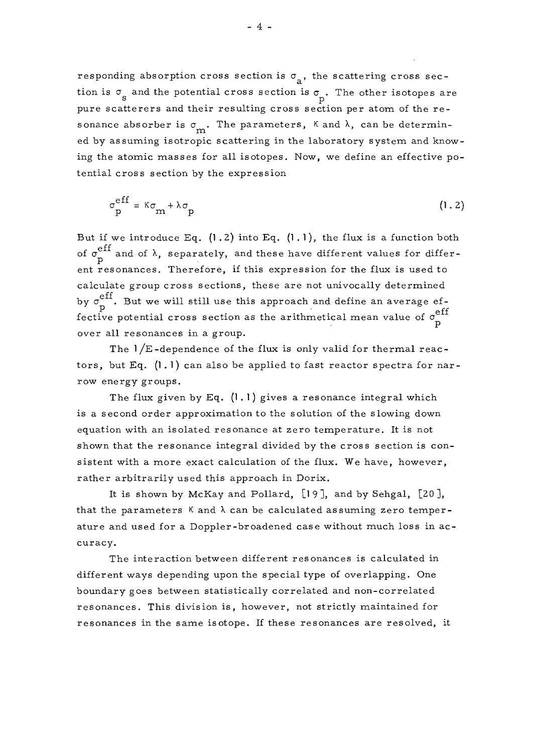responding absorption cross section is $\sigma_a$, the scattering cross section is $\sigma_s$ and the potential cross section is $\sigma_p$. The other isotopes are pure scatterers and their resulting cross section per atom of the resonance absorber is $\sigma_m$. The parameters, $\kappa$ and $\lambda$, can be determined by assuming isotropic scattering in the laboratory system and knowing the atomic masses for all isotopes. Now, we define an effective potential cross section by the expression

$$\sigma_p^{eff} = \kappa\sigma_m + \lambda\sigma_p \tag{1.2}$$

But if we introduce Eq. (1.2) into Eq. (1.1), the flux is a function both of $\sigma_p^{eff}$ and of $\lambda$, separately, and these have different values for different resonances. Therefore, if this expression for the flux is used to calculate group cross sections, these are not univocally determined by $\sigma_p^{eff}$. But we will still use this approach and define an average effective potential cross section as the arithmetical mean value of $\sigma_p^{eff}$ over all resonances in a group.

The $1/E$-dependence of the flux is only valid for thermal reactors, but Eq. (1.1) can also be applied to fast reactor spectra for narrow energy groups.

The flux given by Eq. (1.1) gives a resonance integral which is a second order approximation to the solution of the slowing down equation with an isolated resonance at zero temperature. It is not shown that the resonance integral divided by the cross section is consistent with a more exact calculation of the flux. We have, however, rather arbitrarily used this approach in Dorix.

It is shown by McKay and Pollard, [19], and by Sehgal, [20], that the parameters $\kappa$ and $\lambda$ can be calculated assuming zero temperature and used for a Doppler-broadened case without much loss in accuracy.

The interaction between different resonances is calculated in different ways depending upon the special type of overlapping. One boundary goes between statistically correlated and non-correlated resonances. This division is, however, not strictly maintained for resonances in the same isotope. If these resonances are resolved, it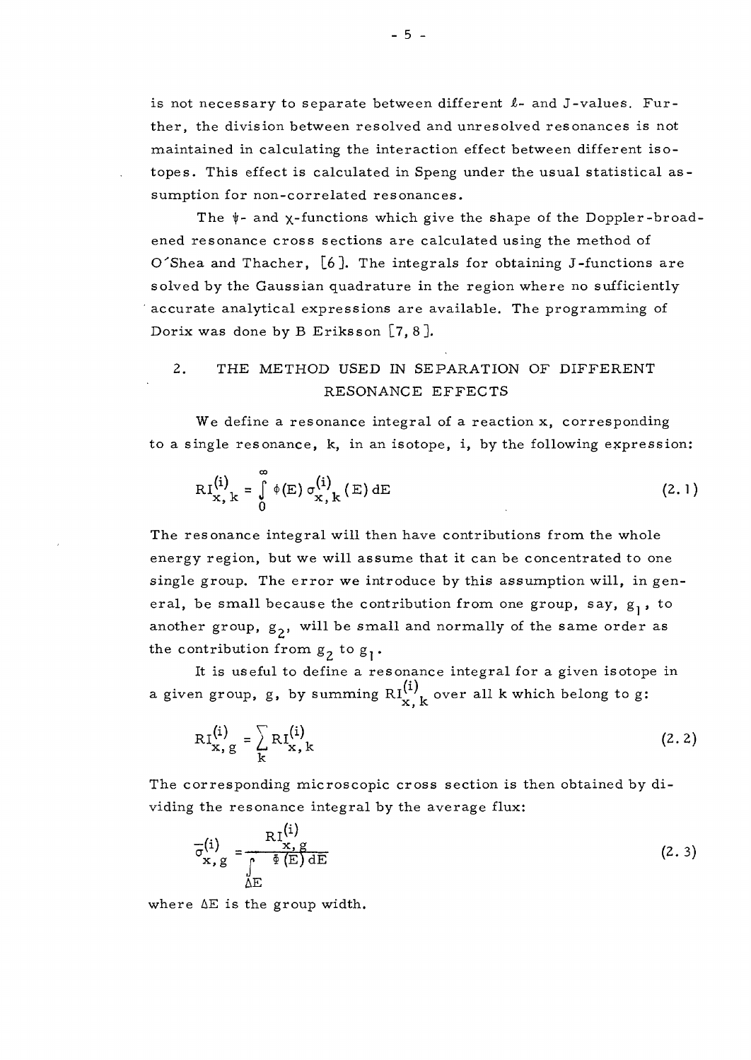is not necessary to separate between different $\ell$- and J-values. Further, the division between resolved and unresolved resonances is not maintained in calculating the interaction effect between different isotopes. This effect is calculated in Speng under the usual statistical assumption for non-correlated resonances.

The $\psi$- and $\chi$-functions which give the shape of the Doppler-broadened resonance cross sections are calculated using the method of O'Shea and Thacher, [6]. The integrals for obtaining J-functions are solved by the Gaussian quadrature in the region where no sufficiently accurate analytical expressions are available. The programming of Dorix was done by B Eriksson [7, 8].

## 2. THE METHOD USED IN SEPARATION OF DIFFERENT RESONANCE EFFECTS

We define a resonance integral of a reaction x, corresponding to a single resonance, k, in an isotope, i, by the following expression:

$$RI^{(i)}_{x,k} = \int_0^{\infty} \phi(E)\, \sigma^{(i)}_{x,k}(E)\, dE \tag{2.1}$$

The resonance integral will then have contributions from the whole energy region, but we will assume that it can be concentrated to one single group. The error we introduce by this assumption will, in general, be small because the contribution from one group, say, $g_1$, to another group, $g_2$, will be small and normally of the same order as the contribution from $g_2$ to $g_1$.

It is useful to define a resonance integral for a given isotope in a given group, g, by summing $RI^{(i)}_{x,k}$ over all k which belong to g:

$$RI^{(i)}_{x,g} = \sum_k RI^{(i)}_{x,k} \tag{2.2}$$

The corresponding microscopic cross section is then obtained by dividing the resonance integral by the average flux:

$$\bar{\sigma}^{(i)}_{x,g} = \frac{RI^{(i)}_{x,g}}{\int_{\Delta E} \Phi(E)\, dE} \tag{2.3}$$

where $\Delta E$ is the group width.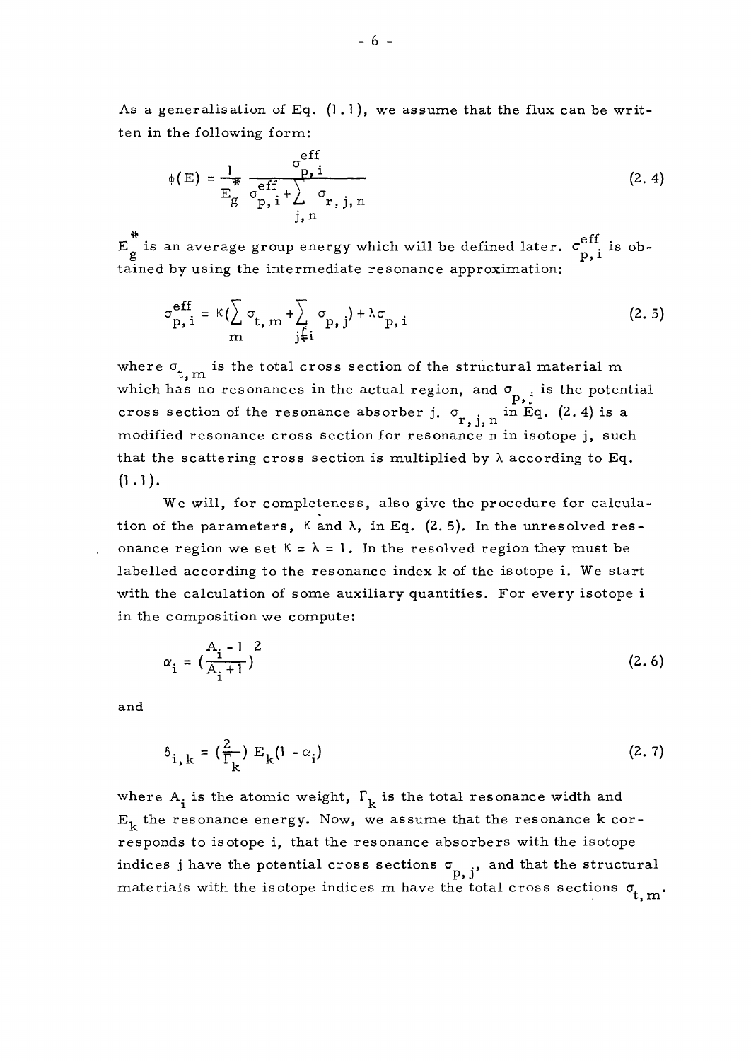As a generalisation of Eq. (1.1), we assume that the flux can be written in the following form:

$$\phi(E) = \frac{1}{E_g^*} \frac{\sigma_{p,i}^{eff}}{\sigma_{p,i}^{eff} + \sum_{j,n} \sigma_{r,j,n}} \tag{2.4}$$

$E_g^*$ is an average group energy which will be defined later. $\sigma_{p,i}^{eff}$ is obtained by using the intermediate resonance approximation:

$$\sigma_{p,i}^{eff} = \kappa\left(\sum_m \sigma_{t,m} + \sum_{j \neq i} \sigma_{p,j}\right) + \lambda \sigma_{p,i} \tag{2.5}$$

where $\sigma_{t,m}$ is the total cross section of the structural material m which has no resonances in the actual region, and $\sigma_{p,j}$ is the potential cross section of the resonance absorber j. $\sigma_{r,j,n}$ in Eq. (2.4) is a modified resonance cross section for resonance n in isotope j, such that the scattering cross section is multiplied by $\lambda$ according to Eq. (1.1).

We will, for completeness, also give the procedure for calculation of the parameters, $\kappa$ and $\lambda$, in Eq. (2.5). In the unresolved resonance region we set $\kappa = \lambda = 1$. In the resolved region they must be labelled according to the resonance index k of the isotope i. We start with the calculation of some auxiliary quantities. For every isotope i in the composition we compute:

$$\alpha_i = \left(\frac{A_i - 1}{A_i + 1}\right)^2 \tag{2.6}$$

and

$$\delta_{i,k} = \left(\frac{2}{\Gamma_k}\right) E_k (1 - \alpha_i) \tag{2.7}$$

where $A_i$ is the atomic weight, $\Gamma_k$ is the total resonance width and $E_k$ the resonance energy. Now, we assume that the resonance k corresponds to isotope i, that the resonance absorbers with the isotope indices j have the potential cross sections $\sigma_{p,j}$, and that the structural materials with the isotope indices m have the total cross sections $\sigma_{t,m}$.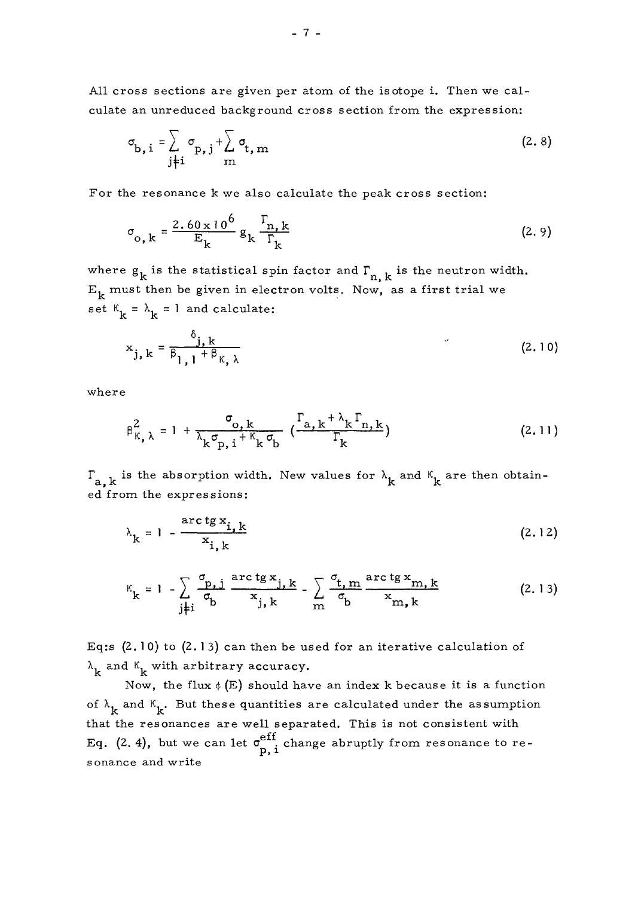All cross sections are given per atom of the isotope i. Then we calculate an unreduced background cross section from the expression:

$$\sigma_{b,i} = \sum_{j \neq i} \sigma_{p,j} + \sum_{m} \sigma_{t,m} \tag{2.8}$$

For the resonance k we also calculate the peak cross section:

$$\sigma_{o,k} = \frac{2.60 \times 10^6}{E_k} g_k \frac{\Gamma_{n,k}}{\Gamma_k} \tag{2.9}$$

where $g_k$ is the statistical spin factor and $\Gamma_{n,k}$ is the neutron width. $E_k$ must then be given in electron volts. Now, as a first trial we set $\kappa_k = \lambda_k = 1$ and calculate:

$$x_{j,k} = \frac{\delta_{j,k}}{\beta_{1,1} + \beta_{\kappa,\lambda}} \tag{2.10}$$

where

$$\beta^2_{\kappa,\lambda} = 1 + \frac{\sigma_{o,k}}{\lambda_k \sigma_{p,i} + \kappa_k \sigma_b} \left( \frac{\Gamma_{a,k} + \lambda_k \Gamma_{n,k}}{\Gamma_k} \right) \tag{2.11}$$

$\Gamma_{a,k}$ is the absorption width. New values for $\lambda_k$ and $\kappa_k$ are then obtained from the expressions:

$$\lambda_k = 1 - \frac{\operatorname{arc\,tg} x_{i,k}}{x_{i,k}} \tag{2.12}$$

$$\kappa_k = 1 - \sum_{j \neq i} \frac{\sigma_{p,j}}{\sigma_b} \frac{\operatorname{arc\,tg} x_{j,k}}{x_{j,k}} - \sum_{m} \frac{\sigma_{t,m}}{\sigma_b} \frac{\operatorname{arc\,tg} x_{m,k}}{x_{m,k}} \tag{2.13}$$

Eq:s (2.10) to (2.13) can then be used for an iterative calculation of $\lambda_k$ and $\kappa_k$ with arbitrary accuracy.

Now, the flux $\phi(E)$ should have an index k because it is a function of $\lambda_k$ and $\kappa_k$. But these quantities are calculated under the assumption that the resonances are well separated. This is not consistent with Eq. (2.4), but we can let $\sigma^{eff}_{p,i}$ change abruptly from resonance to resonance and write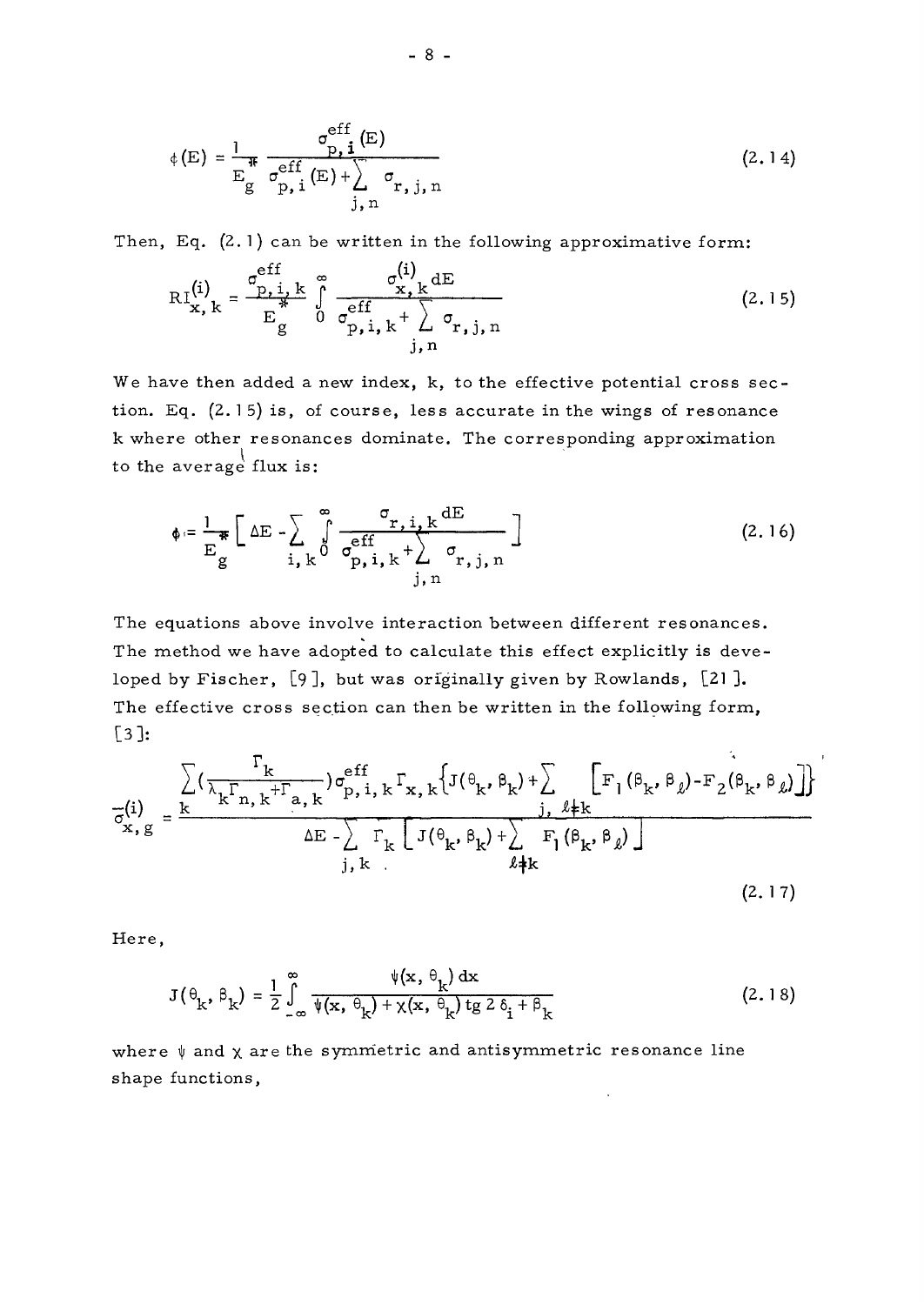$$\phi(E) = \frac{1}{E_g^*} \frac{\sigma_{p,i}^{eff}(E)}{\sigma_{p,i}^{eff}(E) + \sum\limits_{j,n} \sigma_{r,j,n}} \tag{2.14}$$

Then, Eq. (2.1) can be written in the following approximative form:

$$RI_{x,k}^{(i)} = \frac{\sigma_{p,i,k}^{eff}}{E_g^*} \int_0^\infty \frac{\sigma_{x,k}^{(i)} dE}{\sigma_{p,i,k}^{eff} + \sum\limits_{j,n} \sigma_{r,j,n}} \tag{2.15}$$

We have then added a new index, k, to the effective potential cross section. Eq. (2.15) is, of course, less accurate in the wings of resonance k where other resonances dominate. The corresponding approximation to the average flux is:

$$\phi = \frac{1}{E_g^*} \left[ \Delta E - \sum_{i,k} \int_0^\infty \frac{\sigma_{r,i,k} dE}{\sigma_{p,i,k}^{eff} + \sum\limits_{j,n} \sigma_{r,j,n}} \right] \tag{2.16}$$

The equations above involve interaction between different resonances. The method we have adopted to calculate this effect explicitly is developed by Fischer, [9], but was originally given by Rowlands, [21]. The effective cross section can then be written in the following form, [3]:

$$\bar{\sigma}_{x,g}^{(i)} = \frac{\sum\limits_k \left(\frac{\Gamma_k}{\lambda_k \Gamma_{n,k} + \Gamma_{a,k}}\right) \sigma_{p,i,k}^{eff} \Gamma_{x,k} \left\{ J(\theta_k, \beta_k) + \sum\limits_{j,\ \ell \neq k} \left[ F_1(\beta_k, \beta_\ell) - F_2(\beta_k, \beta_\ell) \right] \right\}}{\Delta E - \sum\limits_{j,k} \Gamma_k \left[ J(\theta_k, \beta_k) + \sum\limits_{\ell \neq k} F_1(\beta_k, \beta_\ell) \right]} \tag{2.17}$$

Here,

$$J(\theta_k, \beta_k) = \frac{1}{2} \int_{-\infty}^{\infty} \frac{\psi(x, \theta_k)\, dx}{\psi(x, \theta_k) + \chi(x, \theta_k) \operatorname{tg} 2\delta_i + \beta_k} \tag{2.18}$$

where $\psi$ and $\chi$ are the symmetric and antisymmetric resonance line shape functions,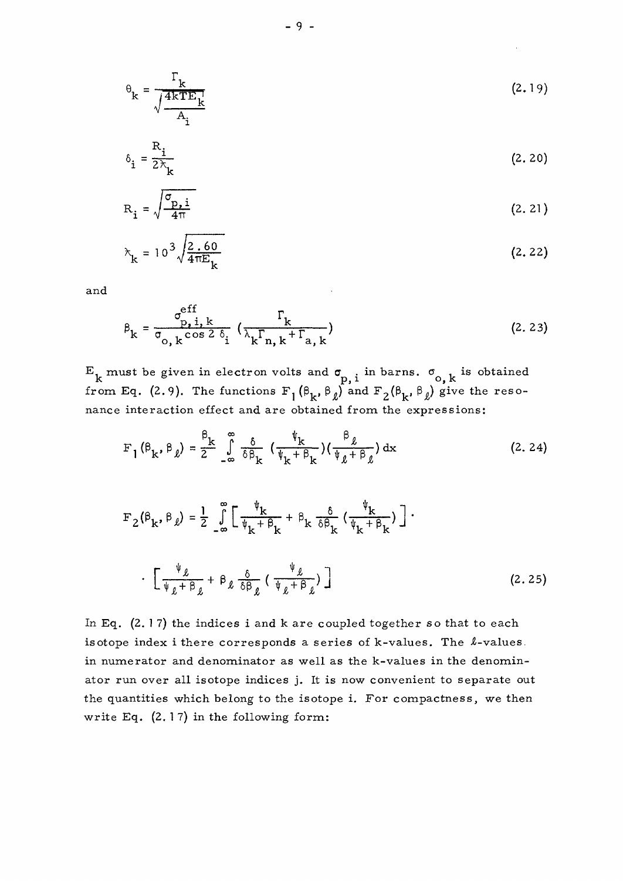$$\theta_k = \frac{\Gamma_k}{\sqrt{\frac{4kTE_k}{A_i}}} \tag{2.19}$$

$$\delta_i = \frac{R_i}{2\lambda_k} \tag{2.20}$$

$$R_i = \sqrt{\frac{\sigma_{p,i}}{4\pi}} \tag{2.21}$$

$$\lambda_k = 10^3 \sqrt{\frac{2.60}{4\pi E_k}} \tag{2.22}$$

and

$$\beta_k = \frac{\sigma^{eff}_{p,i,k}}{\sigma_{o,k} \cos 2\delta_i} \left(\frac{\Gamma_k}{\lambda_k \Gamma_{n,k} + \Gamma_{a,k}}\right) \tag{2.23}$$

$E_k$ must be given in electron volts and $\sigma_{p,i}$ in barns. $\sigma_{o,k}$ is obtained from Eq. (2.9). The functions $F_1(\beta_k, \beta_\ell)$ and $F_2(\beta_k, \beta_\ell)$ give the resonance interaction effect and are obtained from the expressions:

$$F_1(\beta_k, \beta_\ell) = \frac{\beta_k}{2} \int_{-\infty}^{\infty} \frac{\delta}{\delta\beta_k} \left(\frac{\psi_k}{\psi_k + \beta_k}\right)\left(\frac{\beta_\ell}{\psi_\ell + \beta_\ell}\right) dx \tag{2.24}$$

$$F_2(\beta_k, \beta_\ell) = \frac{1}{2} \int_{-\infty}^{\infty} \left[\frac{\psi_k}{\psi_k + \beta_k} + \beta_k \frac{\delta}{\delta\beta_k}\left(\frac{\psi_k}{\psi_k + \beta_k}\right)\right] \cdot \left[\frac{\psi_\ell}{\psi_\ell + \beta_\ell} + \beta_\ell \frac{\delta}{\delta\beta_\ell}\left(\frac{\psi_\ell}{\psi_\ell + \beta_\ell}\right)\right] \tag{2.25}$$

In Eq. (2.17) the indices i and k are coupled together so that to each isotope index i there corresponds a series of k-values. The $\ell$-values in numerator and denominator as well as the k-values in the denominator run over all isotope indices j. It is now convenient to separate out the quantities which belong to the isotope i. For compactness, we then write Eq. (2.17) in the following form: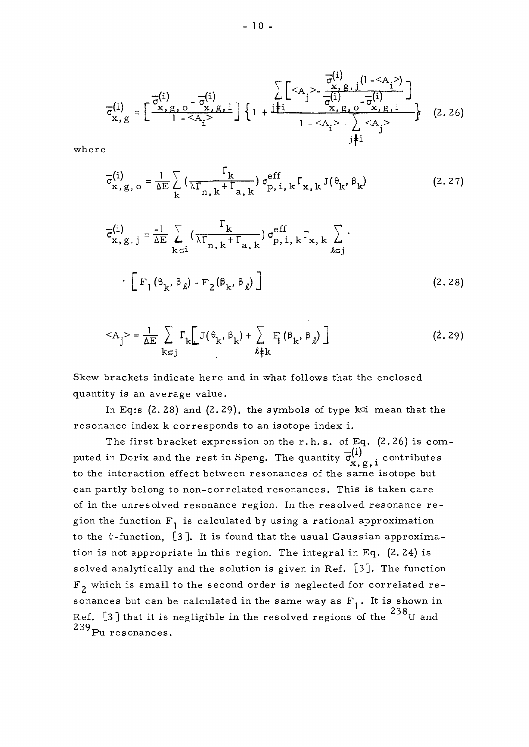$$\bar{\sigma}^{(i)}_{x,g} = \left[ \frac{\bar{\sigma}^{(i)}_{x,g,o} - \bar{\sigma}^{(i)}_{x,g,i}}{1 - \langle A_i \rangle} \right] \left\{ 1 + \frac{\sum\limits_{j \neq i} \left[ \langle A_j \rangle - \dfrac{\bar{\sigma}^{(i)}_{x,g,j} (1 - \langle A_i \rangle)}{\bar{\sigma}^{(i)}_{x,g,o} - \bar{\sigma}^{(i)}_{x,g,i}} \right]}{1 - \langle A_i \rangle - \sum\limits_{j \neq i} \langle A_j \rangle} \right\} \tag{2.26}$$

where

$$\bar{\sigma}^{(i)}_{x,g,o} = \frac{1}{\Delta E} \sum_k \left( \frac{\Gamma_k}{\lambda \Gamma_{n,k} + \Gamma_{a,k}} \right) \sigma^{eff}_{p,i,k} \Gamma_{x,k} J(\theta_k, \beta_k) \tag{2.27}$$

$$\bar{\sigma}^{(i)}_{x,g,j} = \frac{-1}{\Delta E} \sum_{k \subset i} \left( \frac{\Gamma_k}{\lambda \Gamma_{n,k} + \Gamma_{a,k}} \right) \sigma^{eff}_{p,i,k} \Gamma_{x,k} \sum_{\ell \subset j} \cdot$$

$$\cdot \left[ F_1(\beta_k, \beta_\ell) - F_2(\beta_k, \beta_\ell) \right] \tag{2.28}$$

$$\langle A_j \rangle = \frac{1}{\Delta E} \sum_{k \subset j} \Gamma_k \left[ J(\theta_k, \beta_k) + \sum_{\ell \neq k} F_1(\beta_k, \beta_\ell) \right] \tag{2.29}$$

Skew brackets indicate here and in what follows that the enclosed quantity is an average value.

In Eq:s (2.28) and (2.29), the symbols of type $k \subset i$ mean that the resonance index k corresponds to an isotope index i.

The first bracket expression on the r.h.s. of Eq. (2.26) is computed in Dorix and the rest in Speng. The quantity $\bar{\sigma}^{(i)}_{x,g,i}$ contributes to the interaction effect between resonances of the same isotope but can partly belong to non-correlated resonances. This is taken care of in the unresolved resonance region. In the resolved resonance region the function $F_1$ is calculated by using a rational approximation to the $\psi$-function, [3]. It is found that the usual Gaussian approximation is not appropriate in this region. The integral in Eq. (2.24) is solved analytically and the solution is given in Ref. [3]. The function $F_2$ which is small to the second order is neglected for correlated resonances but can be calculated in the same way as $F_1$. It is shown in Ref. [3] that it is negligible in the resolved regions of the $^{238}U$ and $^{239}Pu$ resonances.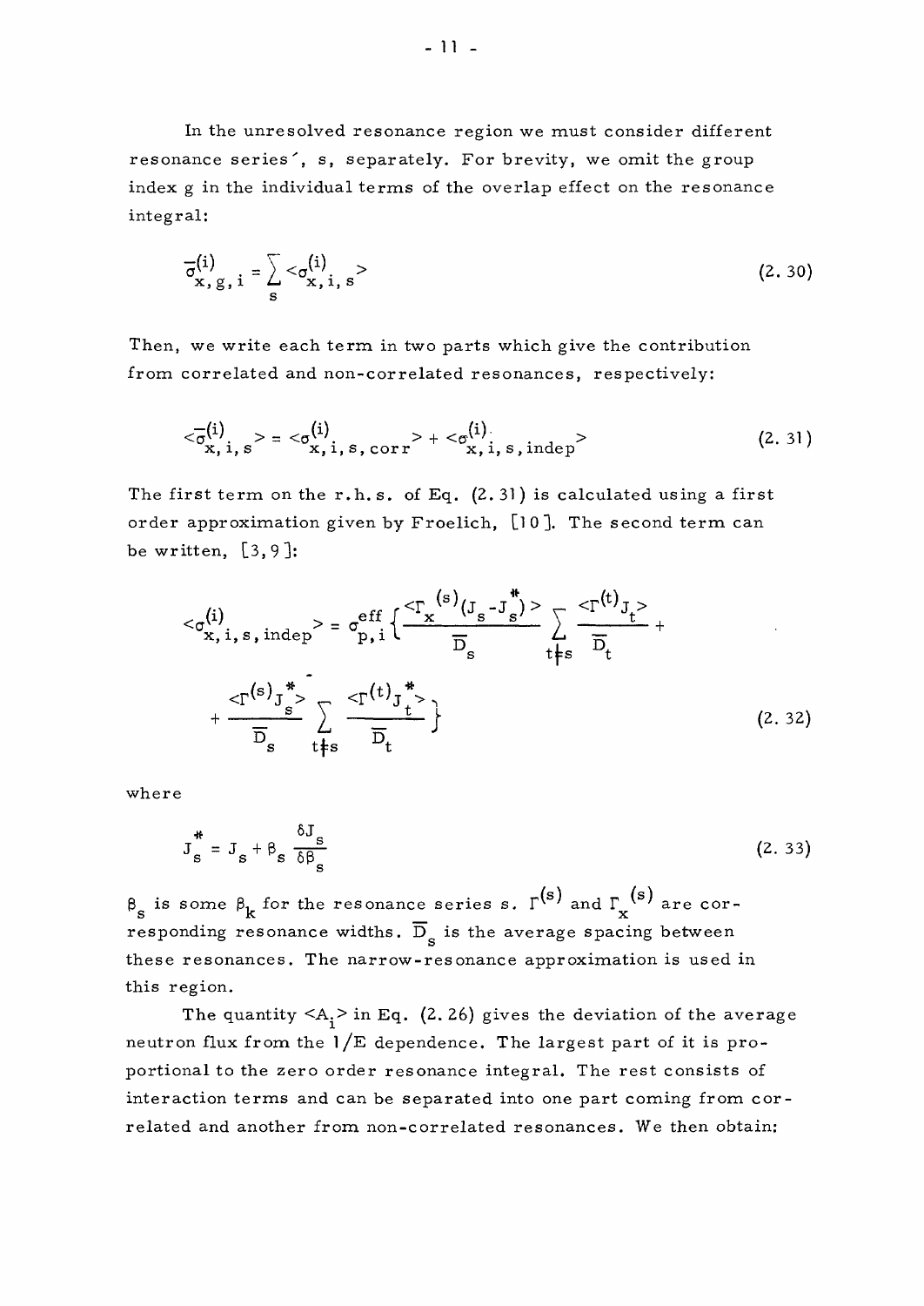In the unresolved resonance region we must consider different resonance series´, s, separately. For brevity, we omit the group index g in the individual terms of the overlap effect on the resonance integral:

$$\bar{\sigma}^{(i)}_{x,g,i} = \sum_{s} <\sigma^{(i)}_{x,i,s}> \tag{2.30}$$

Then, we write each term in two parts which give the contribution from correlated and non-correlated resonances, respectively:

$$<\bar{\sigma}^{(i)}_{x,i,s}> = <\sigma^{(i)}_{x,i,s,corr}> + <\sigma^{(i)}_{x,i,s,indep}> \tag{2.31}$$

The first term on the r.h.s. of Eq. (2.31) is calculated using a first order approximation given by Froelich, [10]. The second term can be written, [3,9]:

$$<\sigma^{(i)}_{x,i,s,indep}> = \sigma^{eff}_{p,i} \left\{ \frac{<\Gamma_x^{(s)}(J_s - J_s^{*})>}{\overline{D}_s} \sum_{t \neq s} \frac{<\Gamma^{(t)} J_t>}{\overline{D}_t} + \frac{<\Gamma^{(s)} J_s^{*}>}{\overline{D}_s} \sum_{t \neq s} \frac{<\Gamma^{(t)} J_t^{*}>}{\overline{D}_t} \right\} \tag{2.32}$$

where

$$J_s^{*} = J_s + \beta_s \frac{\delta J_s}{\delta \beta_s} \tag{2.33}$$

$\beta_s$ is some $\beta_k$ for the resonance series s. $\Gamma^{(s)}$ and $\Gamma_x^{(s)}$ are corresponding resonance widths. $\overline{D}_s$ is the average spacing between these resonances. The narrow-resonance approximation is used in this region.

The quantity $<A_i>$ in Eq. (2.26) gives the deviation of the average neutron flux from the 1/E dependence. The largest part of it is proportional to the zero order resonance integral. The rest consists of interaction terms and can be separated into one part coming from correlated and another from non-correlated resonances. We then obtain: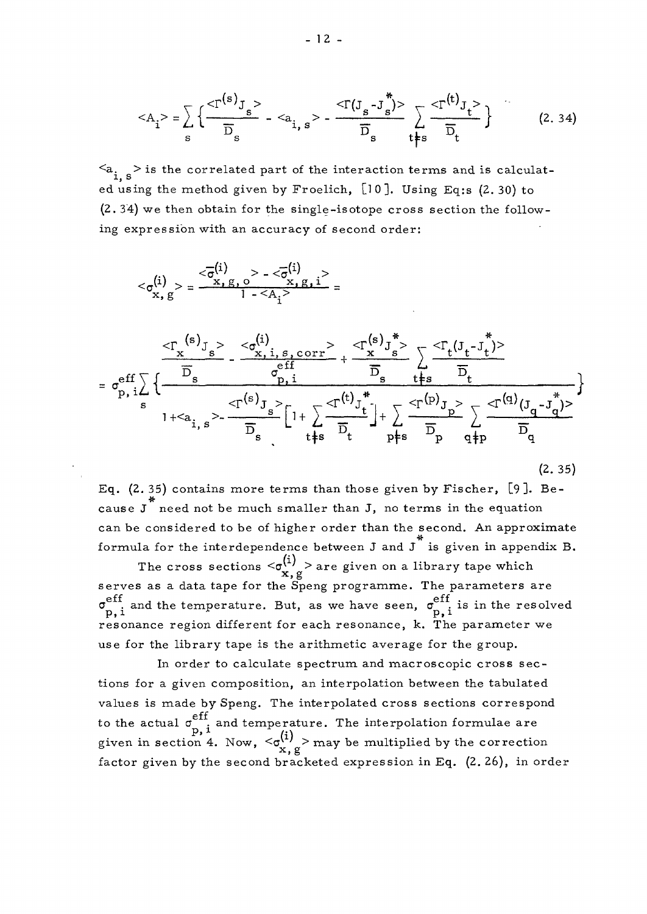$$\langle A_i \rangle = \sum_s \left\{ \frac{\langle \Gamma^{(s)} J_s \rangle}{\overline{D}_s} - \langle a_{i,s} \rangle - \frac{\langle \Gamma (J_s - J_s^*) \rangle}{\overline{D}_s} \sum_{t \neq s} \frac{\langle \Gamma^{(t)} J_t \rangle}{\overline{D}_t} \right\} \tag{2.34}$$

$\langle a_{i,s} \rangle$ is the correlated part of the interaction terms and is calculated using the method given by Froelich, [10]. Using Eq:s (2.30) to (2.34) we then obtain for the single-isotope cross section the following expression with an accuracy of second order:

$$\langle \sigma_{x,g}^{(i)} \rangle = \frac{\langle \overline{\sigma}_{x,g,o}^{(i)} \rangle - \langle \overline{\sigma}_{x,g,i}^{(i)} \rangle}{1 - \langle A_i \rangle} =$$

$$= \sigma_{p,i}^{eff} \sum_s \left\{ \frac{\dfrac{\langle \Gamma_x^{(s)} J_s \rangle}{\overline{D}_s} - \dfrac{\langle \sigma_{x,i,s,corr}^{(i)} \rangle}{\sigma_{p,i}^{eff}} + \dfrac{\langle \Gamma_x^{(s)} J_s^* \rangle}{\overline{D}_s} \displaystyle\sum_{t \neq s} \dfrac{\langle \Gamma_t (J_t - J_t^*) \rangle}{\overline{D}_t}}{1 + \langle a_{i,s} \rangle - \dfrac{\langle \Gamma^{(s)} J_s \rangle}{\overline{D}_s} \left[ 1 + \displaystyle\sum_{t \neq s} \dfrac{\langle \Gamma^{(t)} J_t^* \rangle}{\overline{D}_t} \right] + \displaystyle\sum_{p \neq s} \dfrac{\langle \Gamma^{(p)} J_p \rangle}{\overline{D}_p} \displaystyle\sum_{q \neq p} \dfrac{\langle \Gamma^{(q)} (J_q - J_q^*) \rangle}{\overline{D}_q}} \right\} \tag{2.35}$$

Eq. (2.35) contains more terms than those given by Fischer, [9]. Because $J^*$ need not be much smaller than J, no terms in the equation can be considered to be of higher order than the second. An approximate formula for the interdependence between J and $J^*$ is given in appendix B.

The cross sections $\langle \sigma_{x,g}^{(i)} \rangle$ are given on a library tape which serves as a data tape for the Speng programme. The parameters are $\sigma_{p,i}^{eff}$ and the temperature. But, as we have seen, $\sigma_{p,i}^{eff}$ is in the resolved resonance region different for each resonance, k. The parameter we use for the library tape is the arithmetic average for the group.

In order to calculate spectrum and macroscopic cross sections for a given composition, an interpolation between the tabulated values is made by Speng. The interpolated cross sections correspond to the actual $\sigma_{p,i}^{eff}$ and temperature. The interpolation formulae are given in section 4. Now, $\langle \sigma_{x,g}^{(i)} \rangle$ may be multiplied by the correction factor given by the second bracketed expression in Eq. (2.26), in order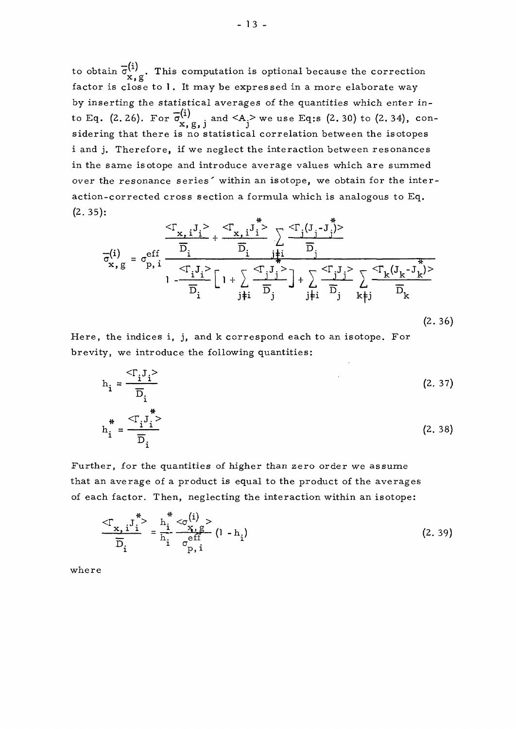to obtain $\bar{\sigma}^{(i)}_{x,g}$. This computation is optional because the correction factor is close to 1. It may be expressed in a more elaborate way by inserting the statistical averages of the quantities which enter into Eq. (2.26). For $\bar{\sigma}^{(i)}_{x,g,j}$ and $<A_j>$ we use Eq:s (2.30) to (2.34), considering that there is no statistical correlation between the isotopes i and j. Therefore, if we neglect the interaction between resonances in the same isotope and introduce average values which are summed over the resonance series´ within an isotope, we obtain for the interaction-corrected cross section a formula which is analogous to Eq. (2.35):

$$\bar{\sigma}^{(i)}_{x,g} = \sigma^{eff}_{p,i} \frac{\dfrac{<\Gamma_{x,i}J_i>}{\bar{D}_i} + \dfrac{<\Gamma_{x,i}J_i^*>}{\bar{D}_i} \sum\limits_{j \neq i} \dfrac{<\Gamma_j(J_j - J_j^*)>}{\bar{D}_j}}{1 - \dfrac{<\Gamma_i J_i>}{\bar{D}_i}\left[1 + \sum\limits_{j \neq i} \dfrac{<\Gamma_j J_j^*>}{\bar{D}_j}\right] + \sum\limits_{j \neq i} \dfrac{<\Gamma_j J_j>}{\bar{D}_j} \sum\limits_{k \neq j} \dfrac{<\Gamma_k(J_k - J_k^*)>}{\bar{D}_k}} \tag{2.36}$$

Here, the indices i, j, and k correspond each to an isotope. For brevity, we introduce the following quantities:

$$h_i = \frac{<\Gamma_i J_i>}{\bar{D}_i} \tag{2.37}$$

$$h_i^* = \frac{<\Gamma_i J_i^*>}{\bar{D}_i} \tag{2.38}$$

Further, for the quantities of higher than zero order we assume that an average of a product is equal to the product of the averages of each factor. Then, neglecting the interaction within an isotope:

$$\frac{<\Gamma_{x,i}J_i^*>}{\bar{D}_i} = \frac{h_i^*}{h_i} \frac{<\sigma^{(i)}_{x,g}>}{\sigma^{eff}_{p,i}} (1 - h_i) \tag{2.39}$$

where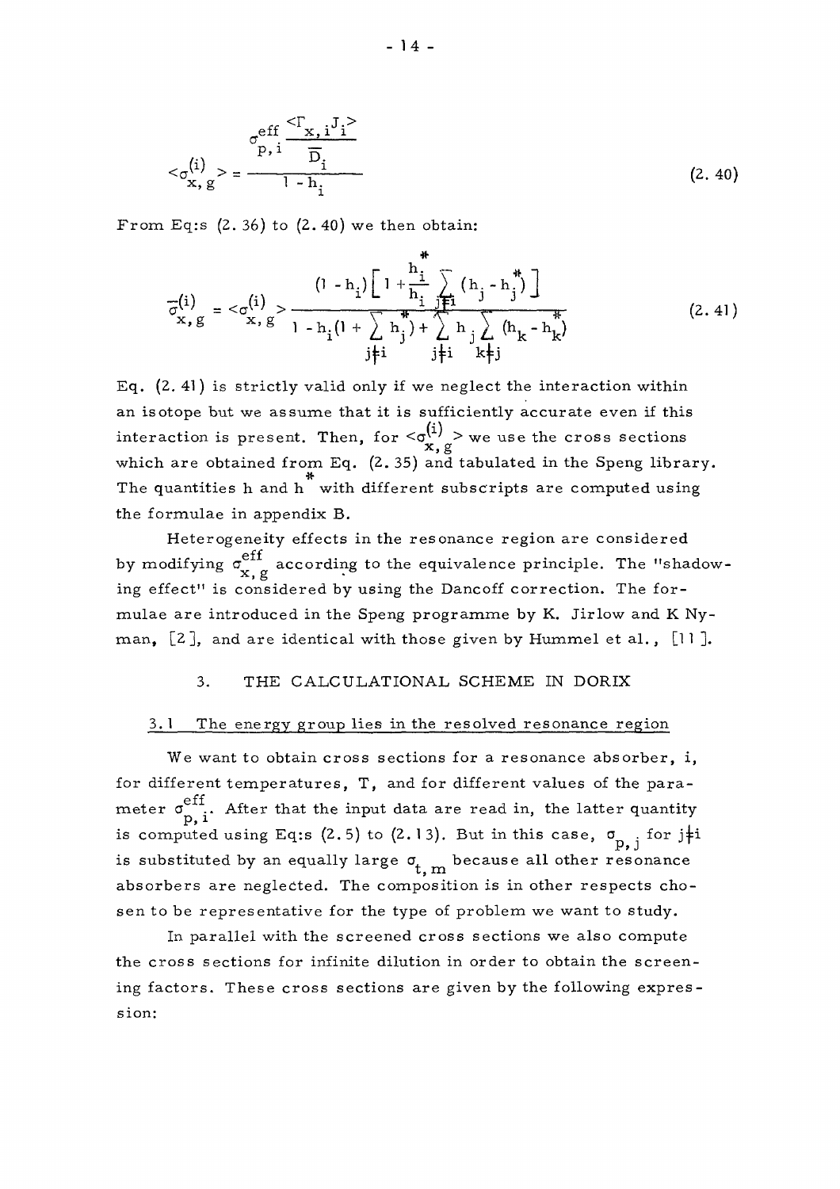$$
\langle \sigma_{x,g}^{(i)} \rangle = \frac{\sigma_{p,i}^{eff} \dfrac{\langle \Gamma_{x,i} J_i \rangle}{\overline{D}_i}}{1 - h_i} \tag{2.40}
$$

From Eq:s (2.36) to (2.40) we then obtain:

$$
\overline{\sigma}_{x,g}^{(i)} = \langle \sigma_{x,g}^{(i)} \rangle \frac{(1 - h_i)\left[1 + \dfrac{h_i^*}{h_i} \sum\limits_{j \neq i} (h_j - h_j^*)\right]}{1 - h_i(1 + \sum\limits_{j \neq i} h_j^*) + \sum\limits_{j \neq i} h_j \sum\limits_{k \neq j} (h_k - h_k^*)} \tag{2.41}
$$

Eq. (2.41) is strictly valid only if we neglect the interaction within an isotope but we assume that it is sufficiently accurate even if this interaction is present. Then, for $\langle \sigma_{x,g}^{(i)} \rangle$ we use the cross sections which are obtained from Eq. (2.35) and tabulated in the Speng library. The quantities h and $h^*$ with different subscripts are computed using the formulae in appendix B.

Heterogeneity effects in the resonance region are considered by modifying $\sigma_{x,g}^{eff}$ according to the equivalence principle. The "shadowing effect" is considered by using the Dancoff correction. The formulae are introduced in the Speng programme by K. Jirlow and K Nyman, [2], and are identical with those given by Hummel et al., [11].

## 3. THE CALCULATIONAL SCHEME IN DORIX

### 3.1 The energy group lies in the resolved resonance region

We want to obtain cross sections for a resonance absorber, i, for different temperatures, T, and for different values of the parameter $\sigma_{p,i}^{eff}$. After that the input data are read in, the latter quantity is computed using Eq:s (2.5) to (2.13). But in this case, $\sigma_{p,j}$ for $j \neq i$ is substituted by an equally large $\sigma_{t,m}$ because all other resonance absorbers are neglected. The composition is in other respects chosen to be representative for the type of problem we want to study.

In parallel with the screened cross sections we also compute the cross sections for infinite dilution in order to obtain the screening factors. These cross sections are given by the following expression: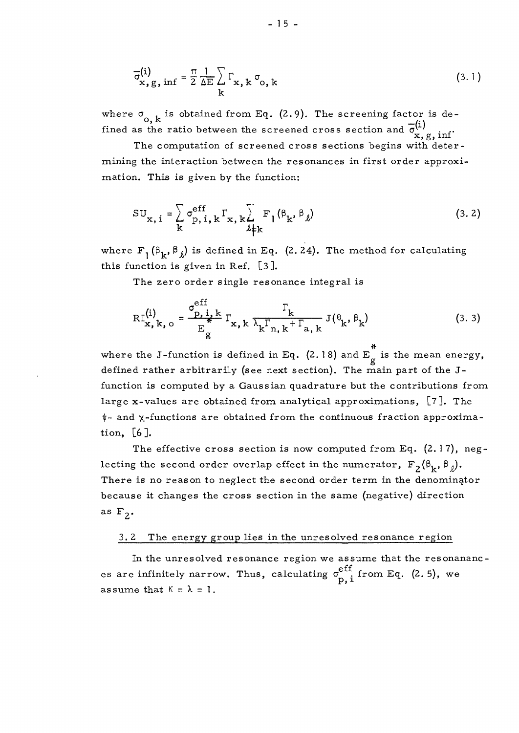$$\bar{\sigma}^{(i)}_{x,g,\inf} = \frac{\pi}{2} \frac{1}{\Delta E} \sum_k \Gamma_{x,k} \sigma_{o,k} \tag{3.1}$$

where $\sigma_{o,k}$ is obtained from Eq. (2.9). The screening factor is defined as the ratio between the screened cross section and $\bar{\sigma}^{(i)}_{x,g,\inf}$.

The computation of screened cross sections begins with determining the interaction between the resonances in first order approximation. This is given by the function:

$$SU_{x,i} = \sum_k \sigma^{\mathrm{eff}}_{p,i,k} \Gamma_{x,k} \sum_{\ell \neq k} F_1(\beta_k, \beta_\ell) \tag{3.2}$$

where $F_1(\beta_k, \beta_\ell)$ is defined in Eq. (2.24). The method for calculating this function is given in Ref. [3].

The zero order single resonance integral is

$$RI^{(i)}_{x,k,o} = \frac{\sigma^{\mathrm{eff}}_{p,i,k}}{E^*_g} \Gamma_{x,k} \frac{\Gamma_k}{\lambda_k \Gamma_{n,k} + \Gamma_{a,k}} J(\theta_k, \beta_k) \tag{3.3}$$

where the J-function is defined in Eq. (2.18) and $E^*_g$ is the mean energy, defined rather arbitrarily (see next section). The main part of the J-function is computed by a Gaussian quadrature but the contributions from large x-values are obtained from analytical approximations, [7]. The $\psi$- and $\chi$-functions are obtained from the continuous fraction approximation, [6].

The effective cross section is now computed from Eq. (2.17), neglecting the second order overlap effect in the numerator, $F_2(\beta_k, \beta_\ell)$. There is no reason to neglect the second order term in the denominator because it changes the cross section in the same (negative) direction as $F_2$.

### 3.2 The energy group lies in the unresolved resonance region

In the unresolved resonance region we assume that the resonanances are infinitely narrow. Thus, calculating $\sigma^{\mathrm{eff}}_{p,i}$ from Eq. (2.5), we assume that $\kappa = \lambda = 1$.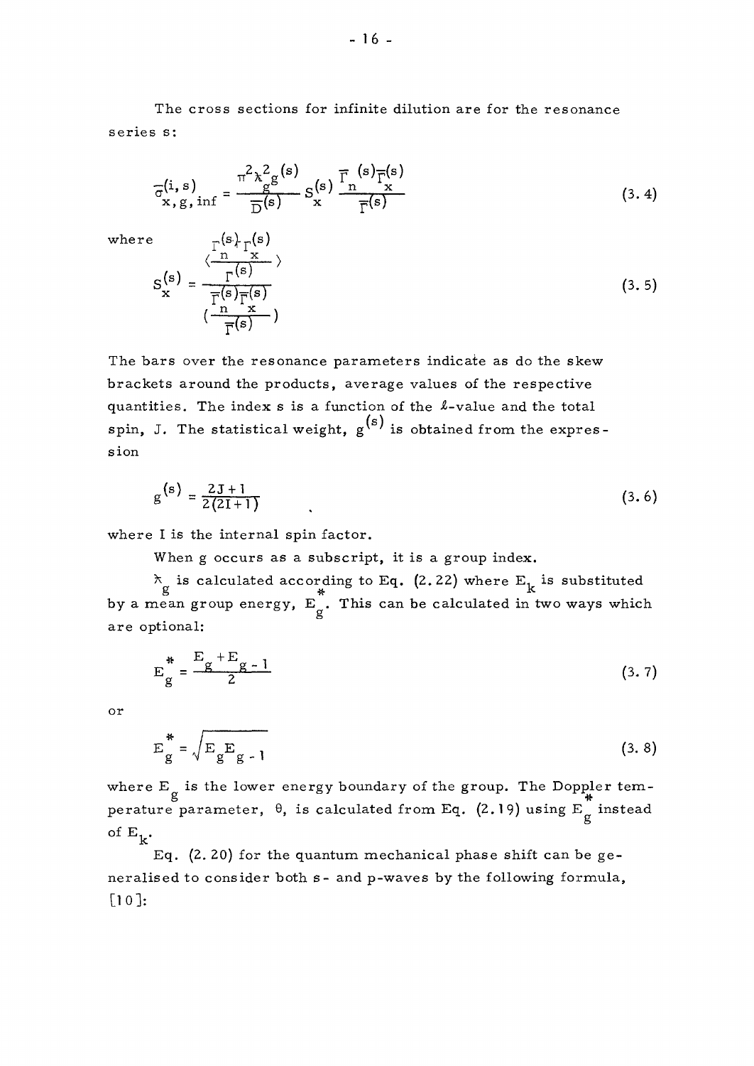The cross sections for infinite dilution are for the resonance series s:

$$\bar{\sigma}^{(i,s)}_{x,g,\mathrm{inf}} = \frac{\pi^2 \lambda_g^2 g^{(s)}}{\bar{D}^{(s)}} S_x^{(s)} \frac{\bar{\Gamma}_n^{(s)} \bar{\Gamma}_x^{(s)}}{\bar{\Gamma}^{(s)}} \tag{3.4}$$

where

$$S_x^{(s)} = \frac{\left\langle \frac{\Gamma_n^{(s)} \Gamma_x^{(s)}}{\Gamma^{(s)}} \right\rangle}{\left( \frac{\bar{\Gamma}_n^{(s)} \bar{\Gamma}_x^{(s)}}{\bar{\Gamma}^{(s)}} \right)} \tag{3.5}$$

The bars over the resonance parameters indicate as do the skew brackets around the products, average values of the respective quantities. The index s is a function of the $\ell$-value and the total spin, J. The statistical weight, $g^{(s)}$ is obtained from the expression

$$g^{(s)} = \frac{2J+1}{2(2I+1)} \tag{3.6}$$

where I is the internal spin factor.

When g occurs as a subscript, it is a group index.

$\lambda_g$ is calculated according to Eq. (2.22) where $E_k$ is substituted by a mean group energy, $E_g^*$. This can be calculated in two ways which are optional:

$$E_g^* = \frac{E_g + E_{g-1}}{2} \tag{3.7}$$

or

$$E_g^* = \sqrt{E_g E_{g-1}} \tag{3.8}$$

where $E_g$ is the lower energy boundary of the group. The Doppler temperature parameter, $\theta$, is calculated from Eq. (2.19) using $E_g^*$ instead of $E_k$.

Eq. (2.20) for the quantum mechanical phase shift can be generalised to consider both s- and p-waves by the following formula, [10]: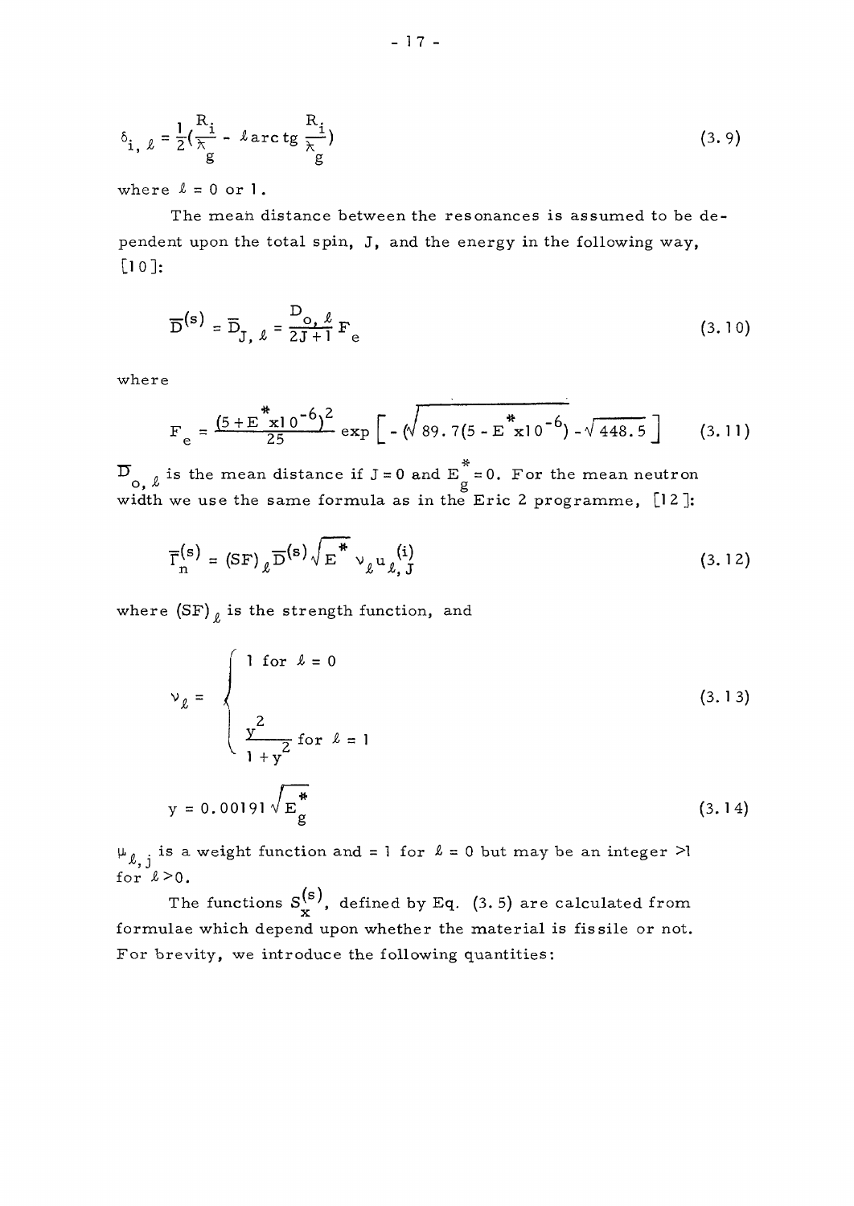$$\delta_{i,\ell} = \frac{1}{2}\left(\frac{R_i}{\lambda\!\!\!^{-}_g} - \ell \arctg \frac{R_i}{\lambda\!\!\!^{-}_g}\right) \tag{3.9}$$

where $\ell = 0$ or 1.

The mean distance between the resonances is assumed to be dependent upon the total spin, J, and the energy in the following way, [10]:

$$\overline{D}^{(s)} = \overline{D}_{J,\ell} = \frac{D_{o,\ell}}{2J+1} F_e \tag{3.10}$$

where

$$F_e = \frac{(5 + E^* x 10^{-6})^2}{25} \exp\left[-\left(\sqrt{89.7(5 - E^* x 10^{-6})} - \sqrt{448.5}\right]\right. \tag{3.11}$$

$\overline{D}_{o,\ell}$ is the mean distance if $J = 0$ and $E_g^* = 0$. For the mean neutron width we use the same formula as in the Eric 2 programme, [12]:

$$\overline{\Gamma}_n^{(s)} = (SF)_\ell \overline{D}^{(s)} \sqrt{E^*} \, \nu_\ell u_{\ell,J}^{(i)} \tag{3.12}$$

where $(SF)_\ell$ is the strength function, and

$$\nu_\ell = \begin{cases} 1 \text{ for } \ell = 0 \\ \\ \dfrac{y^2}{1+y^2} \text{ for } \ell = 1 \end{cases} \tag{3.13}$$

$$y = 0.00191 \sqrt{E_g^*} \tag{3.14}$$

$\mu_{\ell,j}$ is a weight function and = 1 for $\ell = 0$ but may be an integer >1 for $\ell > 0$.

The functions $S_x^{(s)}$, defined by Eq. (3.5) are calculated from formulae which depend upon whether the material is fissile or not. For brevity, we introduce the following quantities: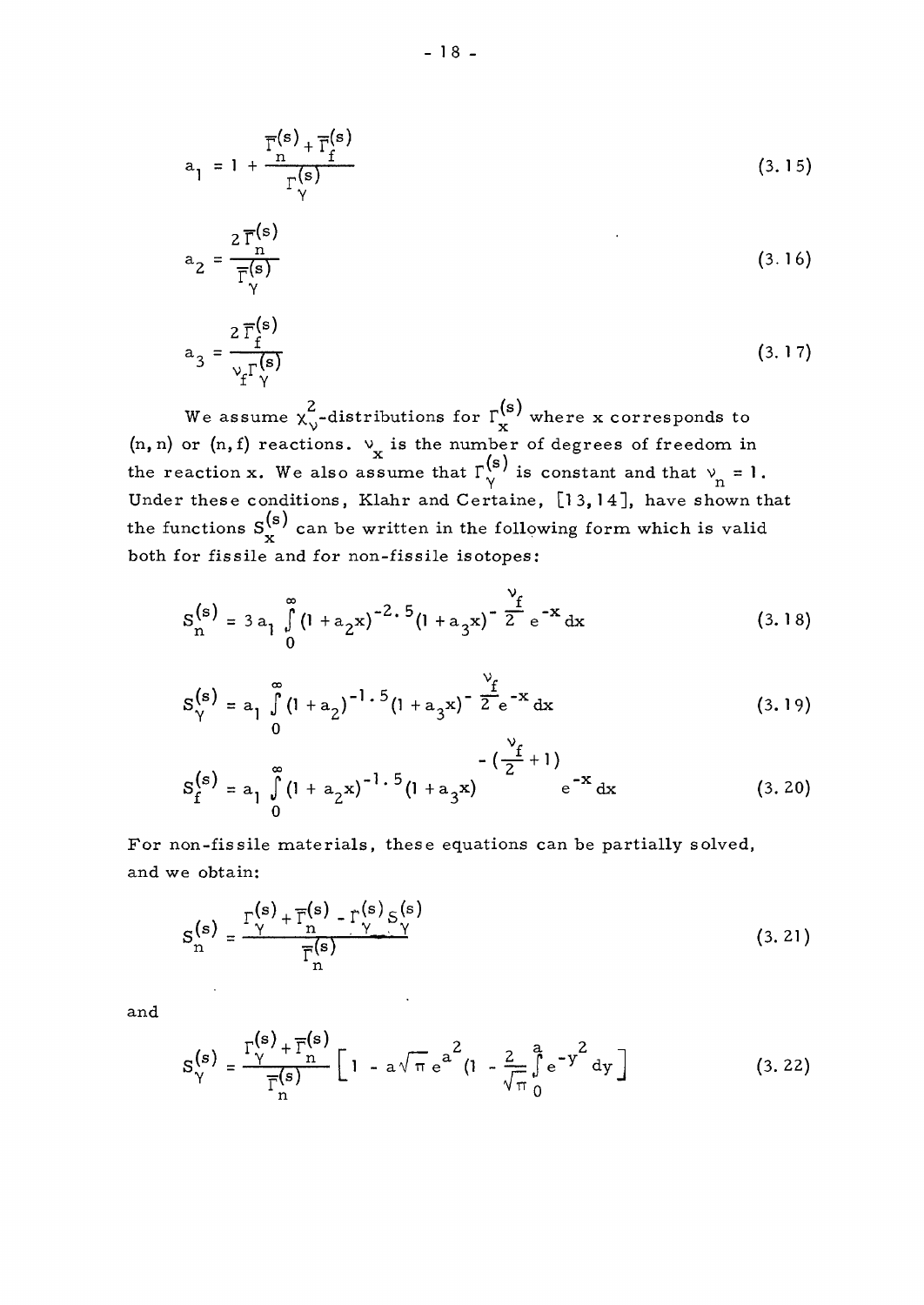$$a_1 = 1 + \frac{\overline{\Gamma}_n^{(s)} + \overline{\Gamma}_f^{(s)}}{\Gamma_\gamma^{(s)}} \tag{3.15}$$

$$a_2 = \frac{2\,\overline{\Gamma}_n^{(s)}}{\overline{\Gamma}_\gamma^{(s)}} \tag{3.16}$$

$$a_3 = \frac{2\,\overline{\Gamma}_f^{(s)}}{\nu_f \Gamma_\gamma^{(s)}} \tag{3.17}$$

We assume $\chi_\nu^2$-distributions for $\Gamma_x^{(s)}$ where x corresponds to (n, n) or (n, f) reactions. $\nu_x$ is the number of degrees of freedom in the reaction x. We also assume that $\Gamma_\gamma^{(s)}$ is constant and that $\nu_n = 1$. Under these conditions, Klahr and Certaine, [13, 14], have shown that the functions $S_x^{(s)}$ can be written in the following form which is valid both for fissile and for non-fissile isotopes:

$$S_n^{(s)} = 3\,a_1 \int_0^\infty (1 + a_2 x)^{-2.5} (1 + a_3 x)^{-\frac{\nu_f}{2}} e^{-x}\,dx \tag{3.18}$$

$$S_\gamma^{(s)} = a_1 \int_0^\infty (1 + a_2)^{-1.5} (1 + a_3 x)^{-\frac{\nu_f}{2}} e^{-x}\,dx \tag{3.19}$$

$$S_f^{(s)} = a_1 \int_0^\infty (1 + a_2 x)^{-1.5} (1 + a_3 x)^{-\left(\frac{\nu_f}{2}+1\right)} e^{-x}\,dx \tag{3.20}$$

For non-fissile materials, these equations can be partially solved, and we obtain:

$$S_n^{(s)} = \frac{\Gamma_\gamma^{(s)} + \overline{\Gamma}_n^{(s)} - \Gamma_\gamma^{(s)} S_\gamma^{(s)}}{\overline{\Gamma}_n^{(s)}} \tag{3.21}$$

and

$$S_\gamma^{(s)} = \frac{\Gamma_\gamma^{(s)} + \overline{\Gamma}_n^{(s)}}{\overline{\Gamma}_n^{(s)}} \left[ 1 - a\sqrt{\pi}\, e^{a^2} \left(1 - \frac{2}{\sqrt{\pi}} \int_0^a e^{-y^2}\,dy \right] \tag{3.22}$$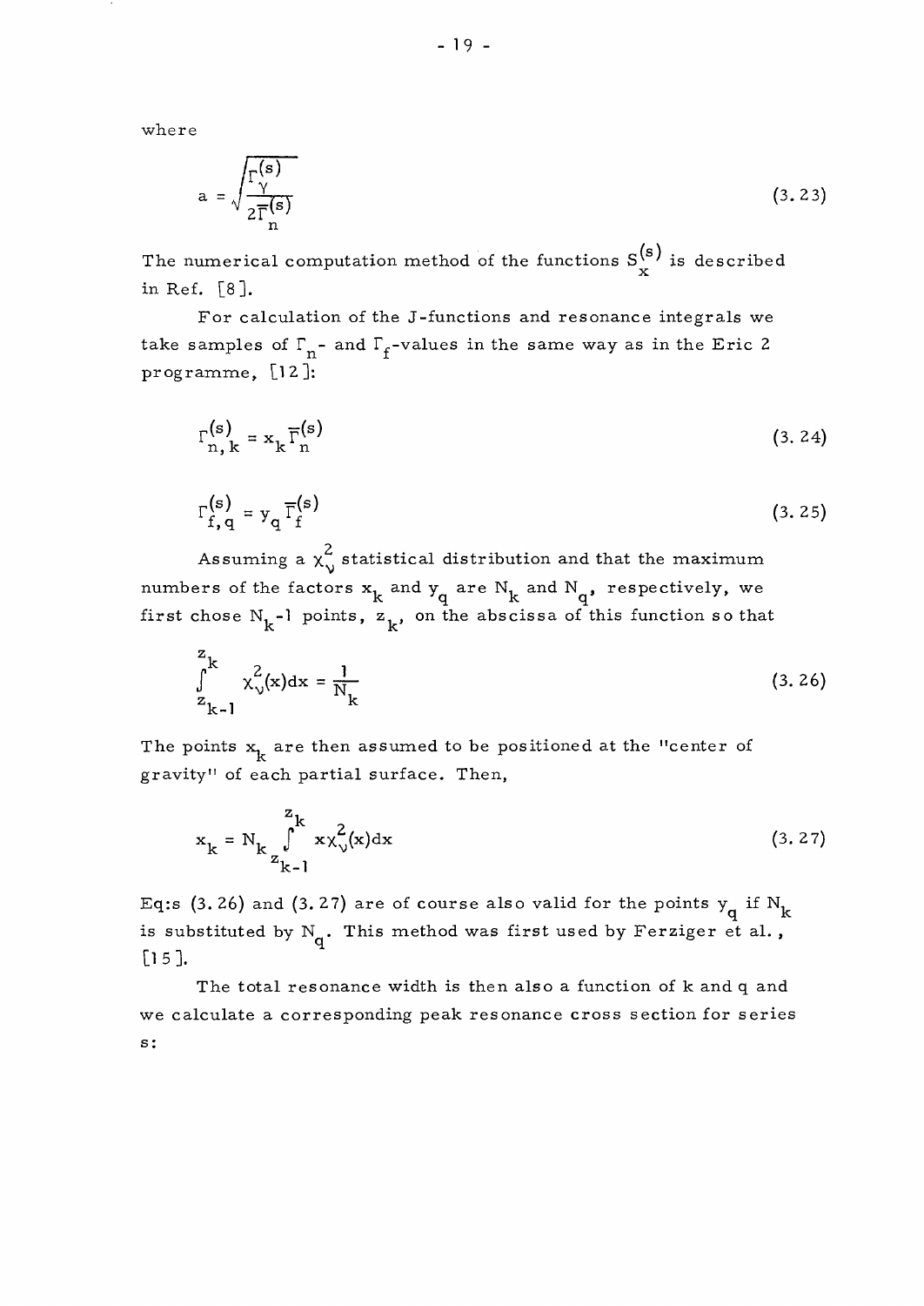where

$$a = \sqrt{\frac{\Gamma_{\gamma}^{(s)}}{2\overline{\Gamma}_{n}^{(s)}}} \tag{3.23}$$

The numerical computation method of the functions $S_x^{(s)}$ is described in Ref. [8].

For calculation of the J-functions and resonance integrals we take samples of $\Gamma_n$- and $\Gamma_f$-values in the same way as in the Eric 2 programme, [12]:

$$\Gamma_{n,k}^{(s)} = x_k \overline{\Gamma}_n^{(s)} \tag{3.24}$$

$$\Gamma_{f,q}^{(s)} = y_q \overline{\Gamma}_f^{(s)} \tag{3.25}$$

Assuming a $\chi_\nu^2$ statistical distribution and that the maximum numbers of the factors $x_k$ and $y_q$ are $N_k$ and $N_q$, respectively, we first chose $N_k$-1 points, $z_k$, on the abscissa of this function so that

$$\int_{z_{k-1}}^{z_k} \chi_\nu^2(x)dx = \frac{1}{N_k} \tag{3.26}$$

The points $x_k$ are then assumed to be positioned at the "center of gravity" of each partial surface. Then,

$$x_k = N_k \int_{z_{k-1}}^{z_k} x\chi_\nu^2(x)dx \tag{3.27}$$

Eq:s (3.26) and (3.27) are of course also valid for the points $y_q$ if $N_k$ is substituted by $N_q$. This method was first used by Ferziger et al., [15].

The total resonance width is then also a function of k and q and we calculate a corresponding peak resonance cross section for series s: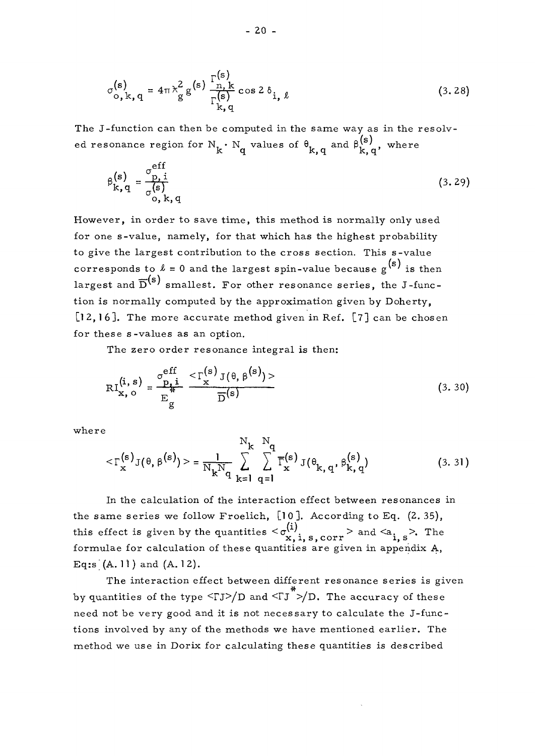$$\sigma_{o,k,q}^{(s)} = 4\pi \lambda_g^2 \, g^{(s)} \frac{\Gamma_{n,k}^{(s)}}{\Gamma_{k,q}^{(s)}} \cos 2\,\delta_{i,\ell} \tag{3.28}$$

The J-function can then be computed in the same way as in the resolved resonance region for $N_k \cdot N_q$ values of $\theta_{k,q}$ and $\beta_{k,q}^{(s)}$, where

$$\beta_{k,q}^{(s)} = \frac{\sigma_{p,i}^{eff}}{\sigma_{o,k,q}^{(s)}} \tag{3.29}$$

However, in order to save time, this method is normally only used for one s-value, namely, for that which has the highest probability to give the largest contribution to the cross section. This s-value corresponds to $\ell = 0$ and the largest spin-value because $g^{(s)}$ is then largest and $\overline{D}^{(s)}$ smallest. For other resonance series, the J-function is normally computed by the approximation given by Doherty, [12,16]. The more accurate method given in Ref. [7] can be chosen for these s-values as an option.

The zero order resonance integral is then:

$$RI_{x,o}^{(i,s)} = \frac{\sigma_{p,i}^{eff}}{E_g^{*}} \frac{<\Gamma_x^{(s)} J(\theta, \beta^{(s)})>}{\overline{D}^{(s)}} \tag{3.30}$$

where

$$<\Gamma_x^{(s)} J(\theta, \beta^{(s)})> = \frac{1}{N_k N_q} \sum_{k=1}^{N_k} \sum_{q=1}^{N_q} \overline{\Gamma}_x^{(s)} J(\theta_{k,q}, \beta_{k,q}^{(s)}) \tag{3.31}$$

In the calculation of the interaction effect between resonances in the same series we follow Froelich, [10]. According to Eq. (2.35), this effect is given by the quantities $<\sigma_{x,i,s,corr}^{(i)}>$ and $<a_{i,s}>$. The formulae for calculation of these quantities are given in appendix A, Eq:s (A.11) and (A.12).

The interaction effect between different resonance series is given by quantities of the type $<\Gamma J>/D$ and $<\Gamma J^{*}>/D$. The accuracy of these need not be very good and it is not necessary to calculate the J-functions involved by any of the methods we have mentioned earlier. The method we use in Dorix for calculating these quantities is described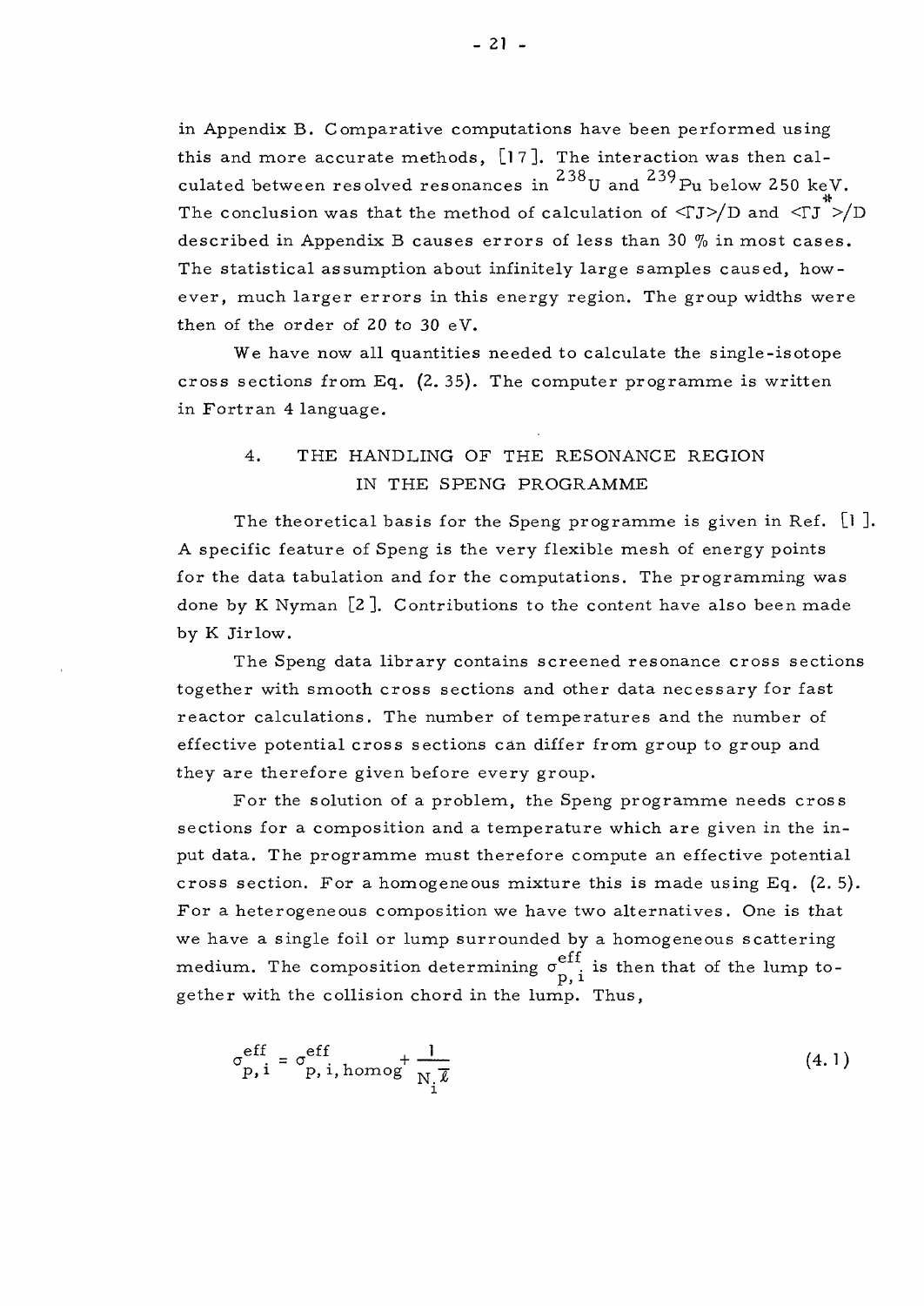in Appendix B. Comparative computations have been performed using this and more accurate methods, [17]. The interaction was then calculated between resolved resonances in $^{238}U$ and $^{239}Pu$ below 250 keV. The conclusion was that the method of calculation of $\langle \Gamma J \rangle / D$ and $\langle \Gamma J^{*} \rangle / D$ described in Appendix B causes errors of less than 30 % in most cases. The statistical assumption about infinitely large samples caused, however, much larger errors in this energy region. The group widths were then of the order of 20 to 30 eV.

We have now all quantities needed to calculate the single-isotope cross sections from Eq. (2.35). The computer programme is written in Fortran 4 language.

## 4. THE HANDLING OF THE RESONANCE REGION IN THE SPENG PROGRAMME

The theoretical basis for the Speng programme is given in Ref. [1]. A specific feature of Speng is the very flexible mesh of energy points for the data tabulation and for the computations. The programming was done by K Nyman [2]. Contributions to the content have also been made by K Jirlow.

The Speng data library contains screened resonance cross sections together with smooth cross sections and other data necessary for fast reactor calculations. The number of temperatures and the number of effective potential cross sections can differ from group to group and they are therefore given before every group.

For the solution of a problem, the Speng programme needs cross sections for a composition and a temperature which are given in the input data. The programme must therefore compute an effective potential cross section. For a homogeneous mixture this is made using Eq. (2.5). For a heterogeneous composition we have two alternatives. One is that we have a single foil or lump surrounded by a homogeneous scattering medium. The composition determining $\sigma_{p,i}^{eff}$ is then that of the lump together with the collision chord in the lump. Thus,

$$\sigma_{p,i}^{eff} = \sigma_{p,i,homog}^{eff} + \frac{1}{N_i \bar{\ell}} \tag{4.1}$$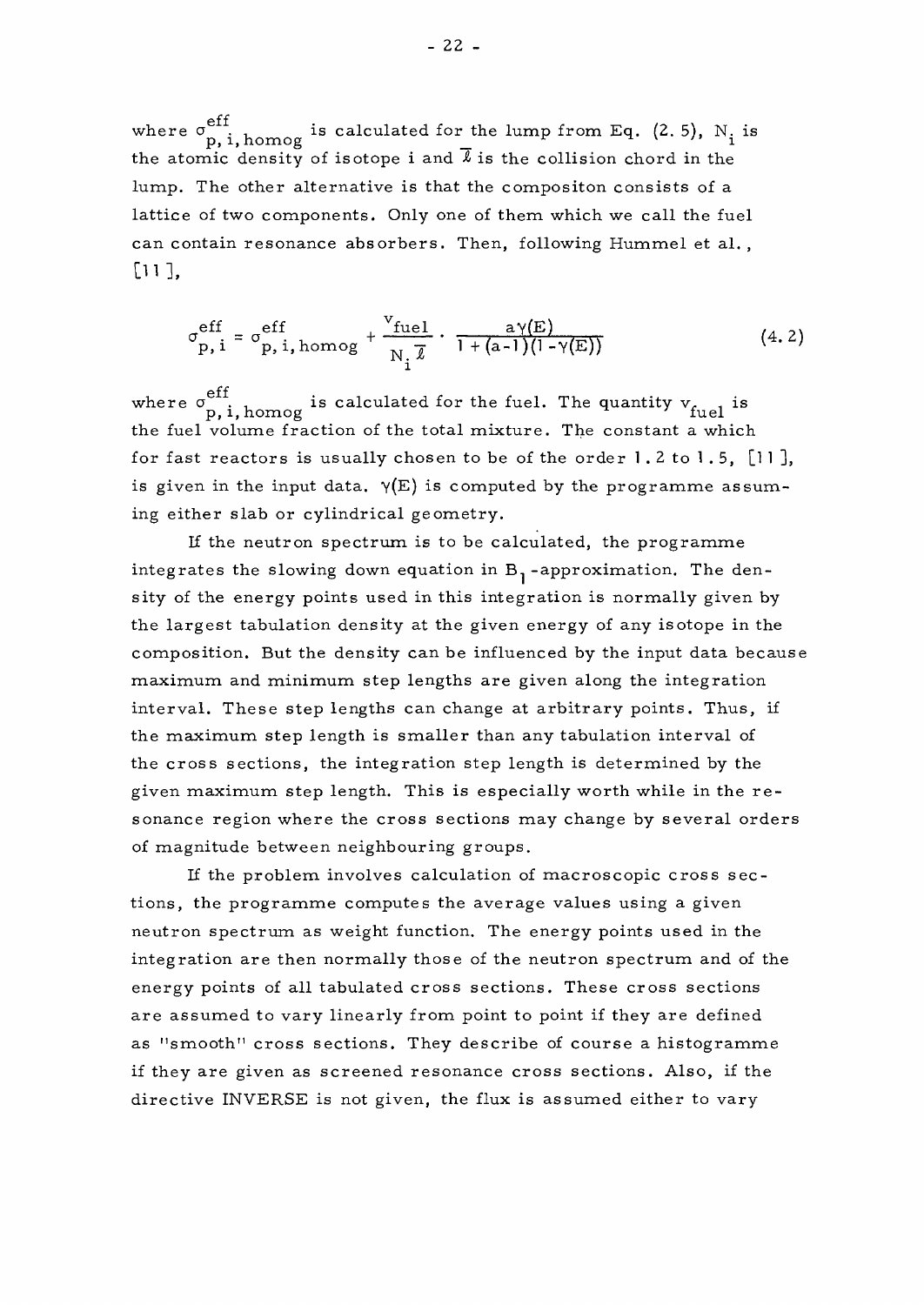where $\sigma^{eff}_{p,i,homog}$ is calculated for the lump from Eq. (2. 5), $N_i$ is the atomic density of isotope i and $\overline{\ell}$ is the collision chord in the lump. The other alternative is that the compositon consists of a lattice of two components. Only one of them which we call the fuel can contain resonance absorbers. Then, following Hummel et al., [11],

$$\sigma^{eff}_{p,i} = \sigma^{eff}_{p,i,homog} + \frac{v_{fuel}}{N_i \overline{\ell}} \cdot \frac{a\gamma(E)}{1 + (a-1)(1-\gamma(E))} \tag{4.2}$$

where $\sigma^{eff}_{p,i,homog}$ is calculated for the fuel. The quantity $v_{fuel}$ is the fuel volume fraction of the total mixture. The constant a which for fast reactors is usually chosen to be of the order 1.2 to 1.5, [11], is given in the input data. $\gamma(E)$ is computed by the programme assuming either slab or cylindrical geometry.

If the neutron spectrum is to be calculated, the programme integrates the slowing down equation in $B_1$-approximation. The density of the energy points used in this integration is normally given by the largest tabulation density at the given energy of any isotope in the composition. But the density can be influenced by the input data because maximum and minimum step lengths are given along the integration interval. These step lengths can change at arbitrary points. Thus, if the maximum step length is smaller than any tabulation interval of the cross sections, the integration step length is determined by the given maximum step length. This is especially worth while in the resonance region where the cross sections may change by several orders of magnitude between neighbouring groups.

If the problem involves calculation of macroscopic cross sections, the programme computes the average values using a given neutron spectrum as weight function. The energy points used in the integration are then normally those of the neutron spectrum and of the energy points of all tabulated cross sections. These cross sections are assumed to vary linearly from point to point if they are defined as "smooth" cross sections. They describe of course a histogramme if they are given as screened resonance cross sections. Also, if the directive INVERSE is not given, the flux is assumed either to vary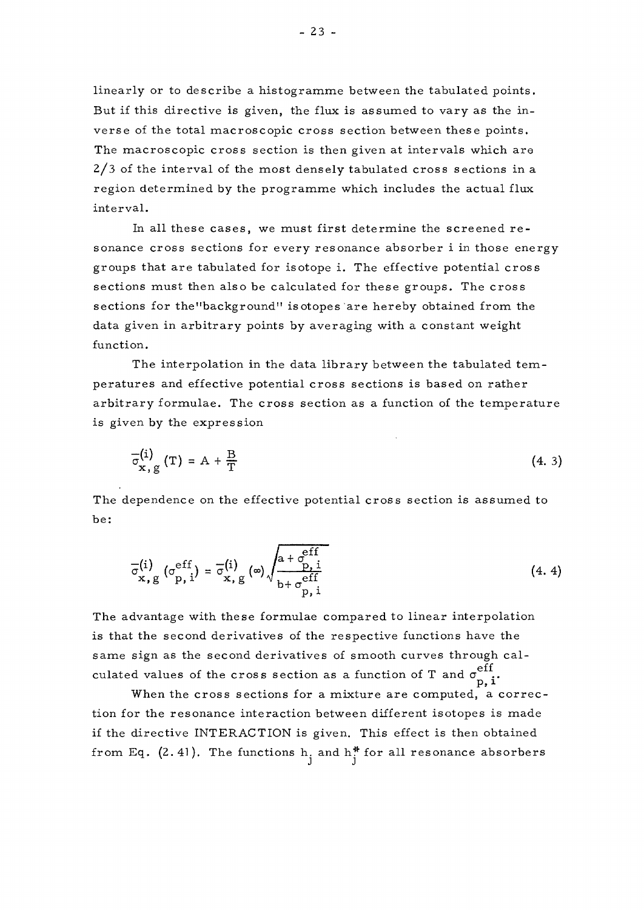linearly or to describe a histogramme between the tabulated points. But if this directive is given, the flux is assumed to vary as the inverse of the total macroscopic cross section between these points. The macroscopic cross section is then given at intervals which are 2/3 of the interval of the most densely tabulated cross sections in a region determined by the programme which includes the actual flux interval.

In all these cases, we must first determine the screened resonance cross sections for every resonance absorber i in those energy groups that are tabulated for isotope i. The effective potential cross sections must then also be calculated for these groups. The cross sections for the "background" isotopes are hereby obtained from the data given in arbitrary points by averaging with a constant weight function.

The interpolation in the data library between the tabulated temperatures and effective potential cross sections is based on rather arbitrary formulae. The cross section as a function of the temperature is given by the expression

$$\bar{\sigma}^{(i)}_{x,g}(T) = A + \frac{B}{T} \tag{4. 3}$$

The dependence on the effective potential cross section is assumed to be:

$$\bar{\sigma}^{(i)}_{x,g}(\sigma^{eff}_{p,i}) = \bar{\sigma}^{(i)}_{x,g}(\infty)\sqrt{\frac{a+\sigma^{eff}_{p,i}}{b+\sigma^{eff}_{p,i}}} \tag{4. 4}$$

The advantage with these formulae compared to linear interpolation is that the second derivatives of the respective functions have the same sign as the second derivatives of smooth curves through calculated values of the cross section as a function of T and $\sigma^{eff}_{p,i}$.

When the cross sections for a mixture are computed, a correction for the resonance interaction between different isotopes is made if the directive INTERACTION is given. This effect is then obtained from Eq. (2.41). The functions $h_j$ and $h^{*}_j$ for all resonance absorbers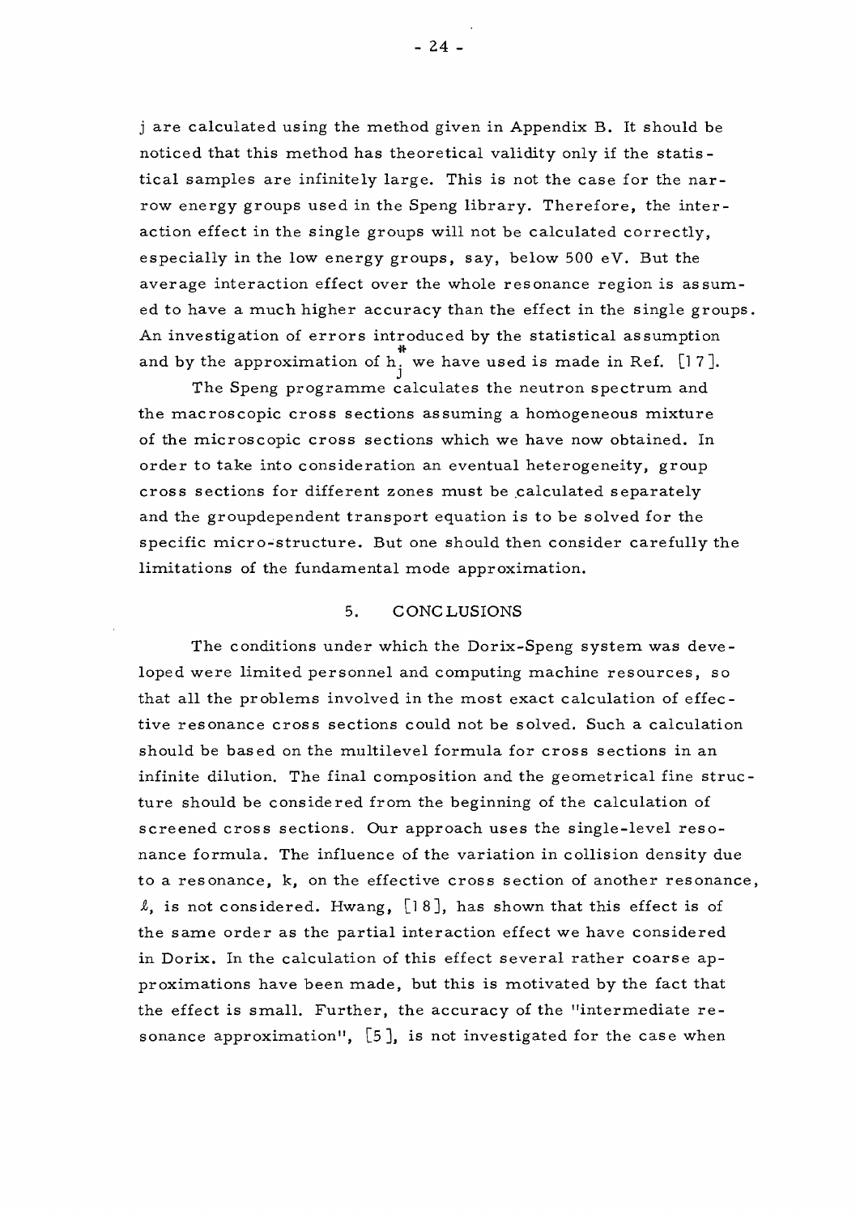j are calculated using the method given in Appendix B. It should be noticed that this method has theoretical validity only if the statistical samples are infinitely large. This is not the case for the narrow energy groups used in the Speng library. Therefore, the interaction effect in the single groups will not be calculated correctly, especially in the low energy groups, say, below 500 eV. But the average interaction effect over the whole resonance region is assumed to have a much higher accuracy than the effect in the single groups. An investigation of errors introduced by the statistical assumption and by the approximation of $h_j^*$ we have used is made in Ref. [17].

The Speng programme calculates the neutron spectrum and the macroscopic cross sections assuming a homogeneous mixture of the microscopic cross sections which we have now obtained. In order to take into consideration an eventual heterogeneity, group cross sections for different zones must be calculated separately and the groupdependent transport equation is to be solved for the specific micro-structure. But one should then consider carefully the limitations of the fundamental mode approximation.

## 5. CONCLUSIONS

The conditions under which the Dorix-Speng system was developed were limited personnel and computing machine resources, so that all the problems involved in the most exact calculation of effective resonance cross sections could not be solved. Such a calculation should be based on the multilevel formula for cross sections in an infinite dilution. The final composition and the geometrical fine structure should be considered from the beginning of the calculation of screened cross sections. Our approach uses the single-level resonance formula. The influence of the variation in collision density due to a resonance, k, on the effective cross section of another resonance, $\ell$, is not considered. Hwang, [18], has shown that this effect is of the same order as the partial interaction effect we have considered in Dorix. In the calculation of this effect several rather coarse approximations have been made, but this is motivated by the fact that the effect is small. Further, the accuracy of the "intermediate resonance approximation", [5], is not investigated for the case when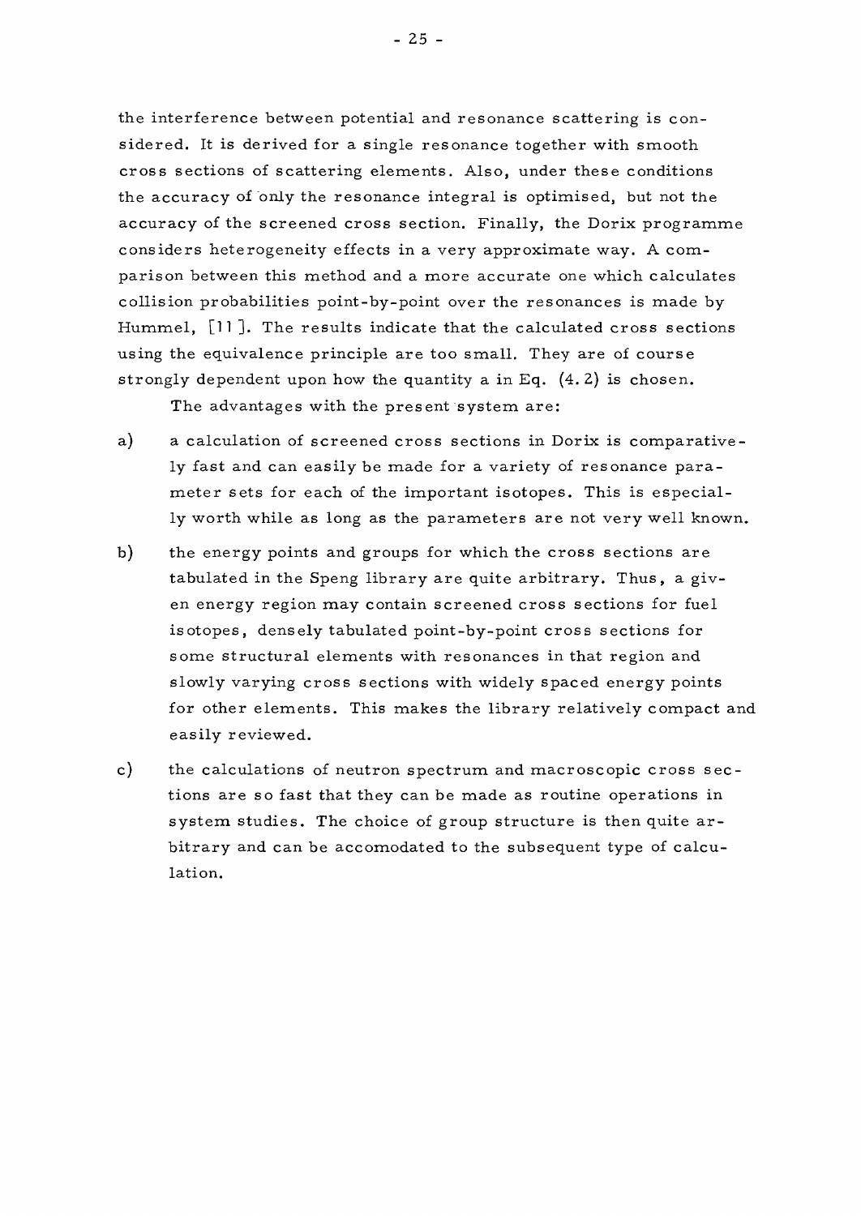the interference between potential and resonance scattering is considered. It is derived for a single resonance together with smooth cross sections of scattering elements. Also, under these conditions the accuracy of only the resonance integral is optimised, but not the accuracy of the screened cross section. Finally, the Dorix programme considers heterogeneity effects in a very approximate way. A comparison between this method and a more accurate one which calculates collision probabilities point-by-point over the resonances is made by Hummel, [11]. The results indicate that the calculated cross sections using the equivalence principle are too small. They are of course strongly dependent upon how the quantity a in Eq. (4.2) is chosen.

The advantages with the present system are:

a) a calculation of screened cross sections in Dorix is comparatively fast and can easily be made for a variety of resonance parameter sets for each of the important isotopes. This is especially worth while as long as the parameters are not very well known.

b) the energy points and groups for which the cross sections are tabulated in the Speng library are quite arbitrary. Thus, a given energy region may contain screened cross sections for fuel isotopes, densely tabulated point-by-point cross sections for some structural elements with resonances in that region and slowly varying cross sections with widely spaced energy points for other elements. This makes the library relatively compact and easily reviewed.

c) the calculations of neutron spectrum and macroscopic cross sections are so fast that they can be made as routine operations in system studies. The choice of group structure is then quite arbitrary and can be accomodated to the subsequent type of calculation.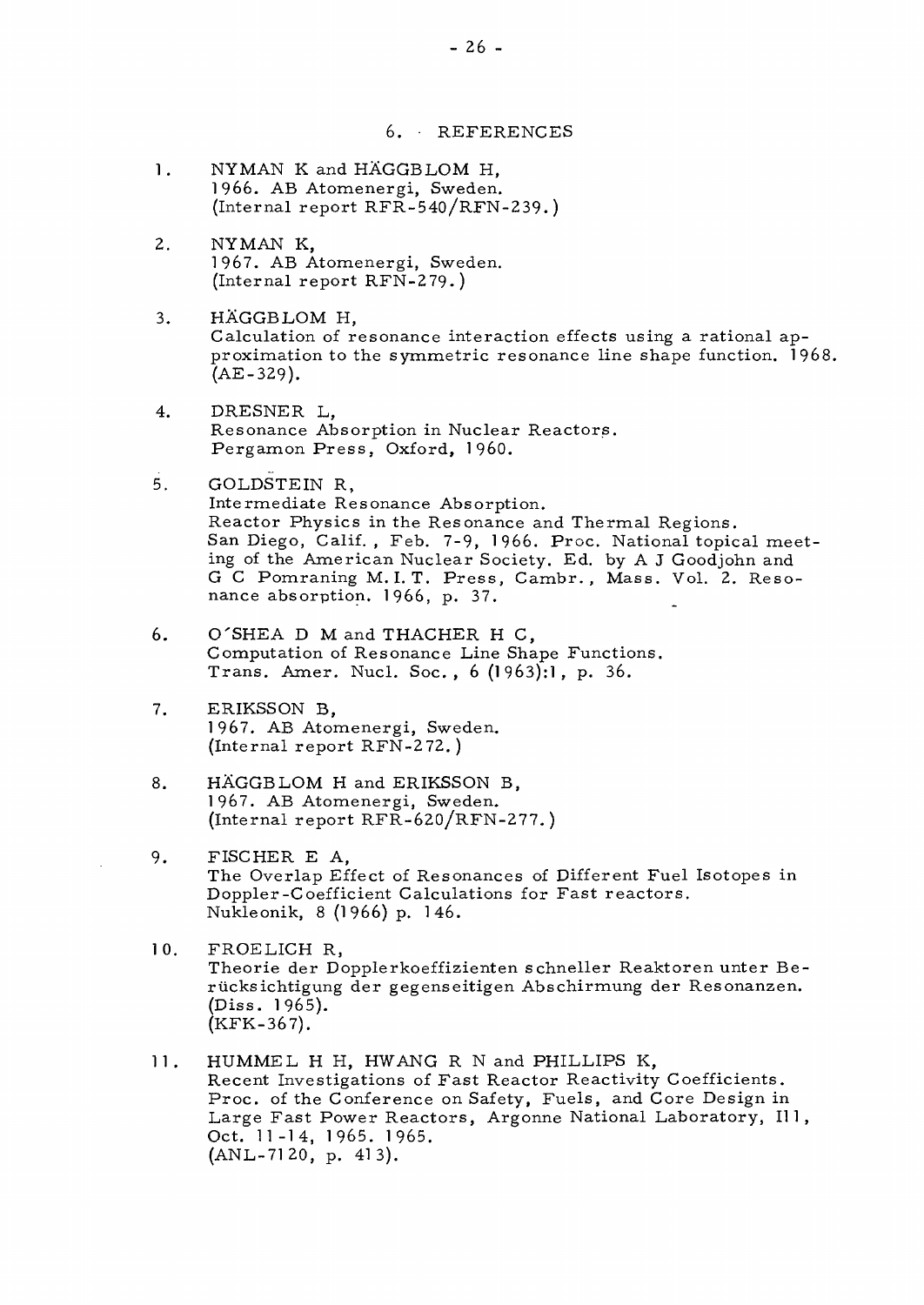## 6. REFERENCES

1. NYMAN K and HÄGGBLOM H,
   1966. AB Atomenergi, Sweden.
   (Internal report RFR-540/RFN-239.)

2. NYMAN K,
   1967. AB Atomenergi, Sweden.
   (Internal report RFN-279.)

3. HÄGGBLOM H,
   Calculation of resonance interaction effects using a rational approximation to the symmetric resonance line shape function. 1968.
   (AE-329).

4. DRESNER L,
   Resonance Absorption in Nuclear Reactors.
   Pergamon Press, Oxford, 1960.

5. GOLDSTEIN R,
   Intermediate Resonance Absorption.
   Reactor Physics in the Resonance and Thermal Regions.
   San Diego, Calif., Feb. 7-9, 1966. Proc. National topical meeting of the American Nuclear Society. Ed. by A J Goodjohn and G C Pomraning M.I.T. Press, Cambr., Mass. Vol. 2. Resonance absorption. 1966, p. 37.

6. O'SHEA D M and THACHER H C,
   Computation of Resonance Line Shape Functions.
   Trans. Amer. Nucl. Soc., 6 (1963):1, p. 36.

7. ERIKSSON B,
   1967. AB Atomenergi, Sweden.
   (Internal report RFN-272.)

8. HÄGGBLOM H and ERIKSSON B,
   1967. AB Atomenergi, Sweden.
   (Internal report RFR-620/RFN-277.)

9. FISCHER E A,
   The Overlap Effect of Resonances of Different Fuel Isotopes in Doppler-Coefficient Calculations for Fast reactors.
   Nukleonik, 8 (1966) p. 146.

10. FROELICH R,
    Theorie der Dopplerkoeffizienten schneller Reaktoren unter Berücksichtigung der gegenseitigen Abschirmung der Resonanzen.
    (Diss. 1965).
    (KFK-367).

11. HUMMEL H H, HWANG R N and PHILLIPS K,
    Recent Investigations of Fast Reactor Reactivity Coefficients.
    Proc. of the Conference on Safety, Fuels, and Core Design in Large Fast Power Reactors, Argonne National Laboratory, Ill, Oct. 11-14, 1965. 1965.
    (ANL-7120, p. 413).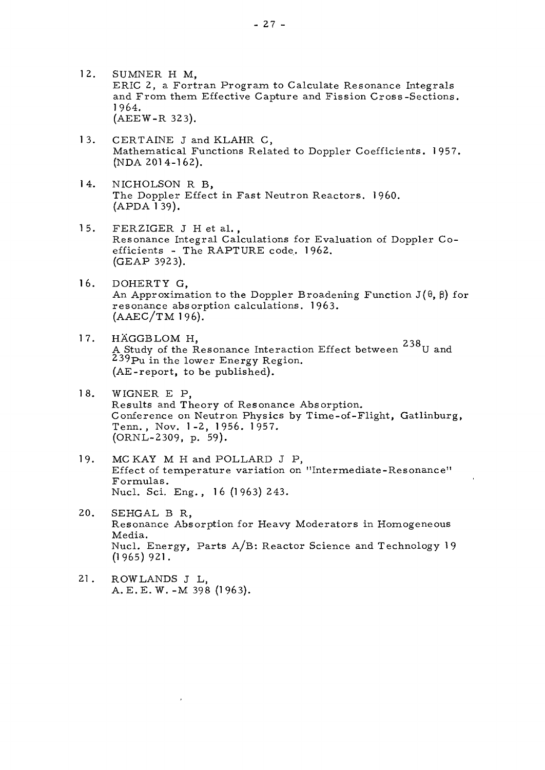12. SUMNER H M,
ERIC 2, a Fortran Program to Calculate Resonance Integrals and From them Effective Capture and Fission Cross-Sections. 1964.
(AEEW-R 323).

13. CERTAINE J and KLAHR C,
Mathematical Functions Related to Doppler Coefficients. 1957.
(NDA 2014-162).

14. NICHOLSON R B,
The Doppler Effect in Fast Neutron Reactors. 1960.
(APDA 139).

15. FERZIGER J H et al.,
Resonance Integral Calculations for Evaluation of Doppler Coefficients - The RAPTURE code. 1962.
(GEAP 3923).

16. DOHERTY G,
An Approximation to the Doppler Broadening Function $J(\theta, \beta)$ for resonance absorption calculations. 1963.
(AAEC/TM 196).

17. HÄGGBLOM H,
A Study of the Resonance Interaction Effect between $^{238}U$ and $^{239}Pu$ in the lower Energy Region.
(AE-report, to be published).

18. WIGNER E P,
Results and Theory of Resonance Absorption.
Conference on Neutron Physics by Time-of-Flight, Gatlinburg, Tenn., Nov. 1-2, 1956. 1957.
(ORNL-2309, p. 59).

19. MC KAY M H and POLLARD J P,
Effect of temperature variation on "Intermediate-Resonance" Formulas.
Nucl. Sci. Eng., 16 (1963) 243.

20. SEHGAL B R,
Resonance Absorption for Heavy Moderators in Homogeneous Media.
Nucl. Energy, Parts A/B: Reactor Science and Technology 19 (1965) 921.

21. ROWLANDS J L,
A.E.E.W.-M 398 (1963).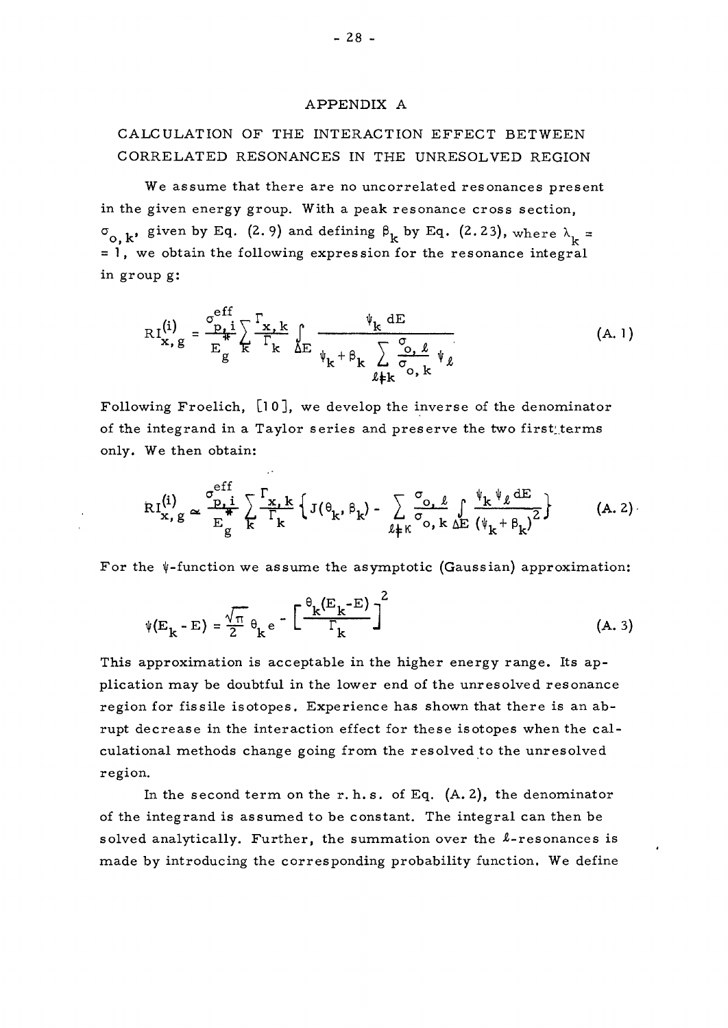# APPENDIX A

## CALCULATION OF THE INTERACTION EFFECT BETWEEN CORRELATED RESONANCES IN THE UNRESOLVED REGION

We assume that there are no uncorrelated resonances present in the given energy group. With a peak resonance cross section, $\sigma_{o,k}$, given by Eq. (2.9) and defining $\beta_k$ by Eq. (2.23), where $\lambda_k = 1$, we obtain the following expression for the resonance integral in group g:

$$RI^{(i)}_{x,g} = \frac{\sigma^{eff}_{p,i}}{E^*_g} \sum_k \frac{\Gamma_{x,k}}{\Gamma_k} \int_{\Delta E} \frac{\psi_k \, dE}{\psi_k + \beta_k \sum\limits_{\ell \neq k} \frac{\sigma_{o,\ell}}{\sigma_{o,k}} \psi_\ell} \tag{A.1}$$

Following Froelich, [10], we develop the inverse of the denominator of the integrand in a Taylor series and preserve the two first terms only. We then obtain:

$$RI^{(i)}_{x,g} \simeq \frac{\sigma^{eff}_{p,i}}{E^*_g} \sum_k \frac{\Gamma_{x,k}}{\Gamma_k} \left\{ J(\theta_k, \beta_k) - \sum_{\ell \neq k} \frac{\sigma_{o,\ell}}{\sigma_{o,k}} \int_{\Delta E} \frac{\psi_k \psi_\ell \, dE}{(\psi_k + \beta_k)^2} \right\} \tag{A.2}$$

For the $\psi$-function we assume the asymptotic (Gaussian) approximation:

$$\psi(E_k - E) = \frac{\sqrt{\pi}}{2} \theta_k e^{-\left[\frac{\theta_k (E_k - E)}{\Gamma_k}\right]^2} \tag{A.3}$$

This approximation is acceptable in the higher energy range. Its application may be doubtful in the lower end of the unresolved resonance region for fissile isotopes. Experience has shown that there is an abrupt decrease in the interaction effect for these isotopes when the calculational methods change going from the resolved to the unresolved region.

In the second term on the r.h.s. of Eq. (A.2), the denominator of the integrand is assumed to be constant. The integral can then be solved analytically. Further, the summation over the $\ell$-resonances is made by introducing the corresponding probability function. We define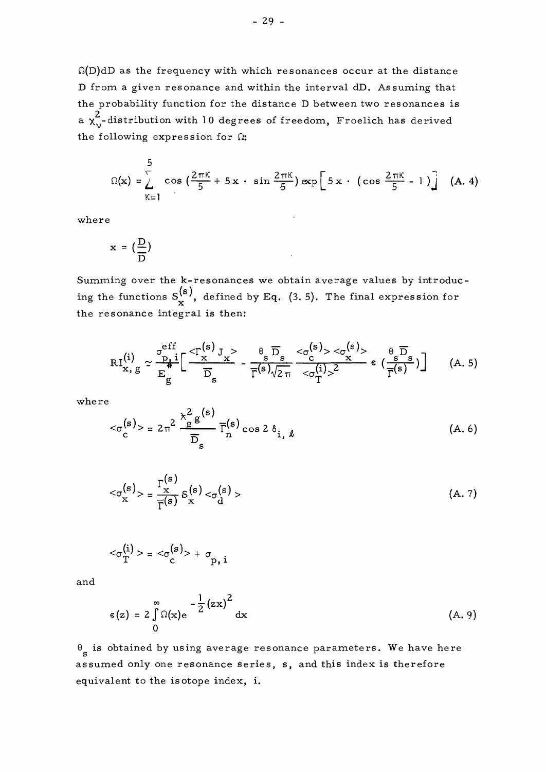$\Omega(D)dD$ as the frequency with which resonances occur at the distance D from a given resonance and within the interval dD. Assuming that the probability function for the distance D between two resonances is a $\chi_\nu^2$-distribution with 10 degrees of freedom, Froelich has derived the following expression for $\Omega$:

$$\Omega(x) = \sum_{K=1}^{5} \cos\left(\frac{2\pi K}{5} + 5x \cdot \sin\frac{2\pi K}{5}\right) \exp\left[5x \cdot \left(\cos\frac{2\pi K}{5} - 1\right)\right] \quad \text{(A. 4)}$$

where

$$x = \left(\frac{D}{\overline{D}}\right)$$

Summing over the k-resonances we obtain average values by introducing the functions $S_x^{(s)}$, defined by Eq. (3. 5). The final expression for the resonance integral is then:

$$RI_{x,g}^{(i)} \simeq \frac{\sigma_{p,i}^{eff}}{E_g^*}\left[\frac{<\Gamma_x^{(s)} J_x>}{\overline{D}_s} - \frac{\theta_s \overline{D}_s}{\overline{\Gamma}^{(s)}\sqrt{2\pi}} \frac{<\sigma_c^{(s)}><\sigma_x^{(s)}>}{<\sigma_T^{(i)}>^2} \epsilon\left(\frac{\theta_s \overline{D}_s}{\overline{\Gamma}^{(s)}}\right)\right] \quad \text{(A. 5)}$$

where

$$<\sigma_c^{(s)}> = 2\pi^2 \frac{\lambda_g^2 g^{(s)}}{\overline{D}_s} \overline{\Gamma}_n^{(s)} \cos 2\,\delta_{i,\ell} \quad \text{(A. 6)}$$

$$<\sigma_x^{(s)}> = \frac{\Gamma_x^{(s)}}{\overline{\Gamma}^{(s)}} S_x^{(s)} <\sigma_d^{(s)}> \quad \text{(A. 7)}$$

$$<\sigma_T^{(i)}> = <\sigma_c^{(s)}> + \sigma_{p,i}$$

and

$$\epsilon(z) = 2\int_0^\infty \Omega(x) e^{-\frac{1}{2}(zx)^2} dx \quad \text{(A. 9)}$$

$\theta_s$ is obtained by using average resonance parameters. We have here assumed only one resonance series, s, and this index is therefore equivalent to the isotope index, i.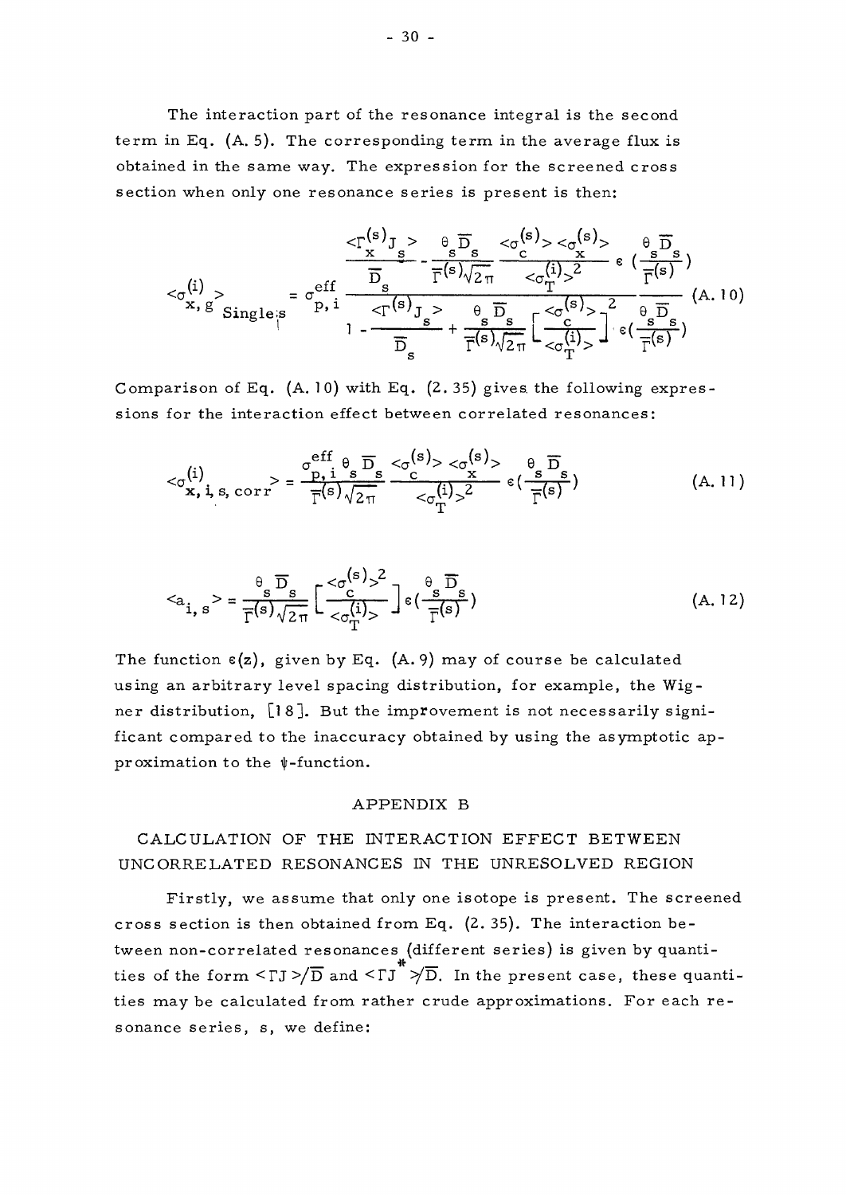The interaction part of the resonance integral is the second term in Eq. (A. 5). The corresponding term in the average flux is obtained in the same way. The expression for the screened cross section when only one resonance series is present is then:

$$<\sigma_{x,g}^{(i)}>_{Singles} = \sigma_{p,i}^{eff} \frac{\dfrac{<\Gamma_x^{(s)} J_s>}{\overline{D}_s} - \dfrac{\theta_s \overline{D}_s}{\overline{\Gamma}^{(s)}\sqrt{2\pi}} \dfrac{<\sigma_c^{(s)}><\sigma_x^{(s)}>}{<\sigma_T^{(i)}>^2} \, \epsilon\left(\dfrac{\theta_s \overline{D}_s}{\overline{\Gamma}^{(s)}}\right)}{1 - \dfrac{<\Gamma^{(s)} J_s>}{\overline{D}_s} + \dfrac{\theta_s \overline{D}_s}{\overline{\Gamma}^{(s)}\sqrt{2\pi}} \left[\dfrac{<\sigma_c^{(s)}>^2}{<\sigma_T^{(i)}>}\right] \epsilon\left(\dfrac{\theta_s \overline{D}_s}{\overline{\Gamma}^{(s)}}\right)} \tag{A. 10}$$

Comparison of Eq. (A. 10) with Eq. (2. 35) gives the following expressions for the interaction effect between correlated resonances:

$$<\sigma_{x,i,s,corr}^{(i)}> = \frac{\sigma_{p,i}^{eff}\, \theta_s \overline{D}_s}{\overline{\Gamma}^{(s)}\sqrt{2\pi}} \frac{<\sigma_c^{(s)}><\sigma_x^{(s)}>}{<\sigma_T^{(i)}>^2} \, \epsilon\left(\frac{\theta_s \overline{D}_s}{\overline{\Gamma}^{(s)}}\right) \tag{A. 11}$$

$$<a_{i,s}> = \frac{\theta_s \overline{D}_s}{\overline{\Gamma}^{(s)}\sqrt{2\pi}} \left[\frac{<\sigma_c^{(s)}>^2}{<\sigma_T^{(i)}>}\right] \epsilon\left(\frac{\theta_s \overline{D}_s}{\overline{\Gamma}^{(s)}}\right) \tag{A. 12}$$

The function $\epsilon(z)$, given by Eq. (A. 9) may of course be calculated using an arbitrary level spacing distribution, for example, the Wigner distribution, [18]. But the improvement is not necessarily significant compared to the inaccuracy obtained by using the asymptotic approximation to the $\psi$-function.

## APPENDIX B

## CALCULATION OF THE INTERACTION EFFECT BETWEEN UNCORRELATED RESONANCES IN THE UNRESOLVED REGION

Firstly, we assume that only one isotope is present. The screened cross section is then obtained from Eq. (2. 35). The interaction between non-correlated resonances (different series) is given by quantities of the form $<\Gamma J>/\overline{D}$ and $<\Gamma J^{*}>/\overline{D}$. In the present case, these quantities may be calculated from rather crude approximations. For each resonance series, s, we define: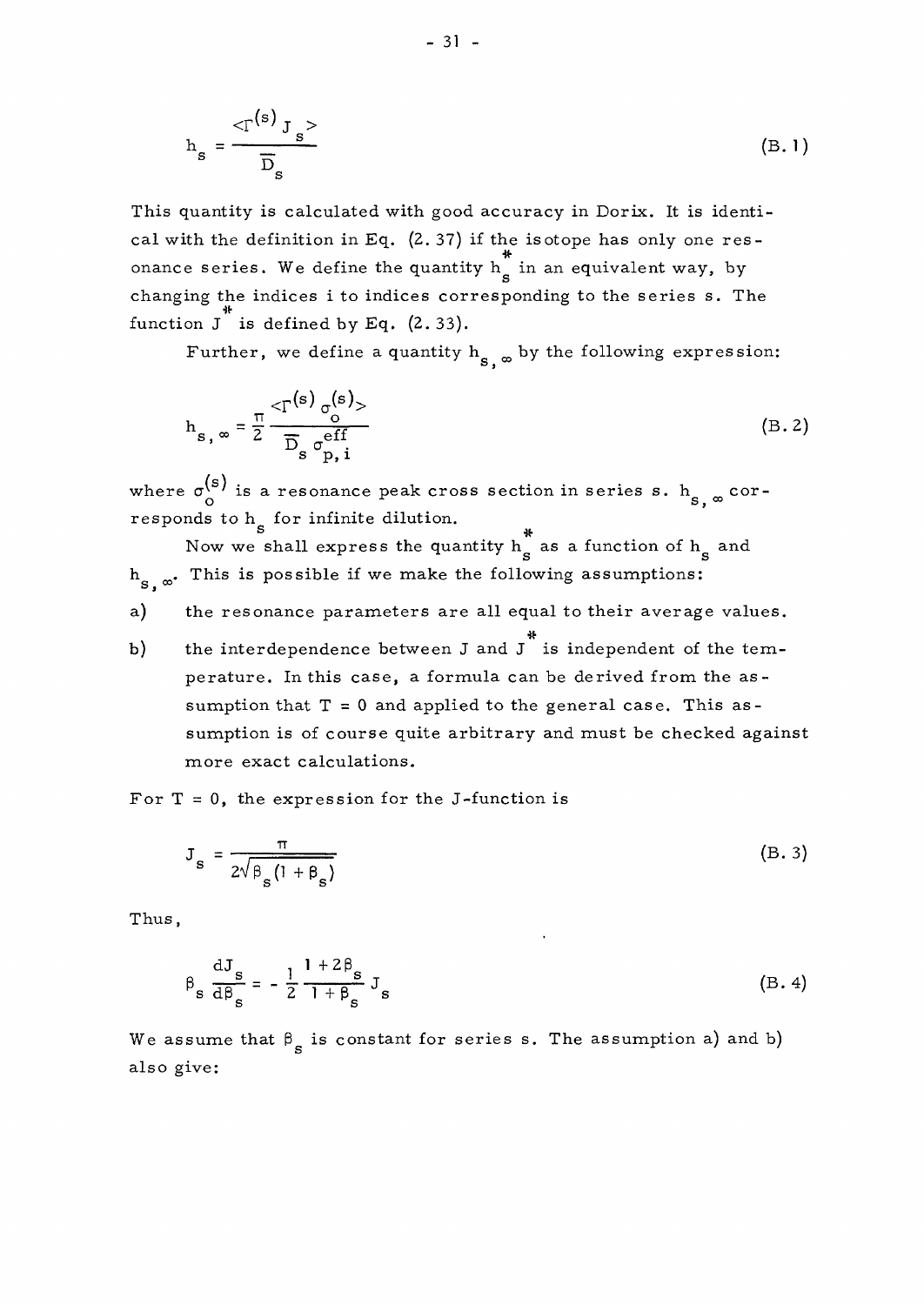$$h_s = \frac{<\Gamma^{(s)} J_s>}{\overline{D}_s} \tag{B.1}$$

This quantity is calculated with good accuracy in Dorix. It is identical with the definition in Eq. (2.37) if the isotope has only one resonance series. We define the quantity $h_s^*$ in an equivalent way, by changing the indices i to indices corresponding to the series s. The function $J^*$ is defined by Eq. (2.33).

Further, we define a quantity $h_{s,\infty}$ by the following expression:

$$h_{s,\infty} = \frac{\pi}{2} \frac{<\Gamma^{(s)} \sigma_o^{(s)}>}{\overline{D}_s \sigma_{p,i}^{eff}} \tag{B.2}$$

where $\sigma_o^{(s)}$ is a resonance peak cross section in series s. $h_{s,\infty}$ corresponds to $h_s$ for infinite dilution.

Now we shall express the quantity $h_s^*$ as a function of $h_s$ and $h_{s,\infty}$. This is possible if we make the following assumptions:

a) the resonance parameters are all equal to their average values.

b) the interdependence between J and $J^*$ is independent of the temperature. In this case, a formula can be derived from the assumption that T = 0 and applied to the general case. This assumption is of course quite arbitrary and must be checked against more exact calculations.

For T = 0, the expression for the J-function is

$$J_s = \frac{\pi}{2\sqrt{\beta_s}(1+\beta_s)} \tag{B.3}$$

Thus,

$$\beta_s \frac{dJ_s}{d\beta_s} = -\frac{1}{2} \frac{1+2\beta_s}{1+\beta_s} J_s \tag{B.4}$$

We assume that $\beta_s$ is constant for series s. The assumption a) and b) also give: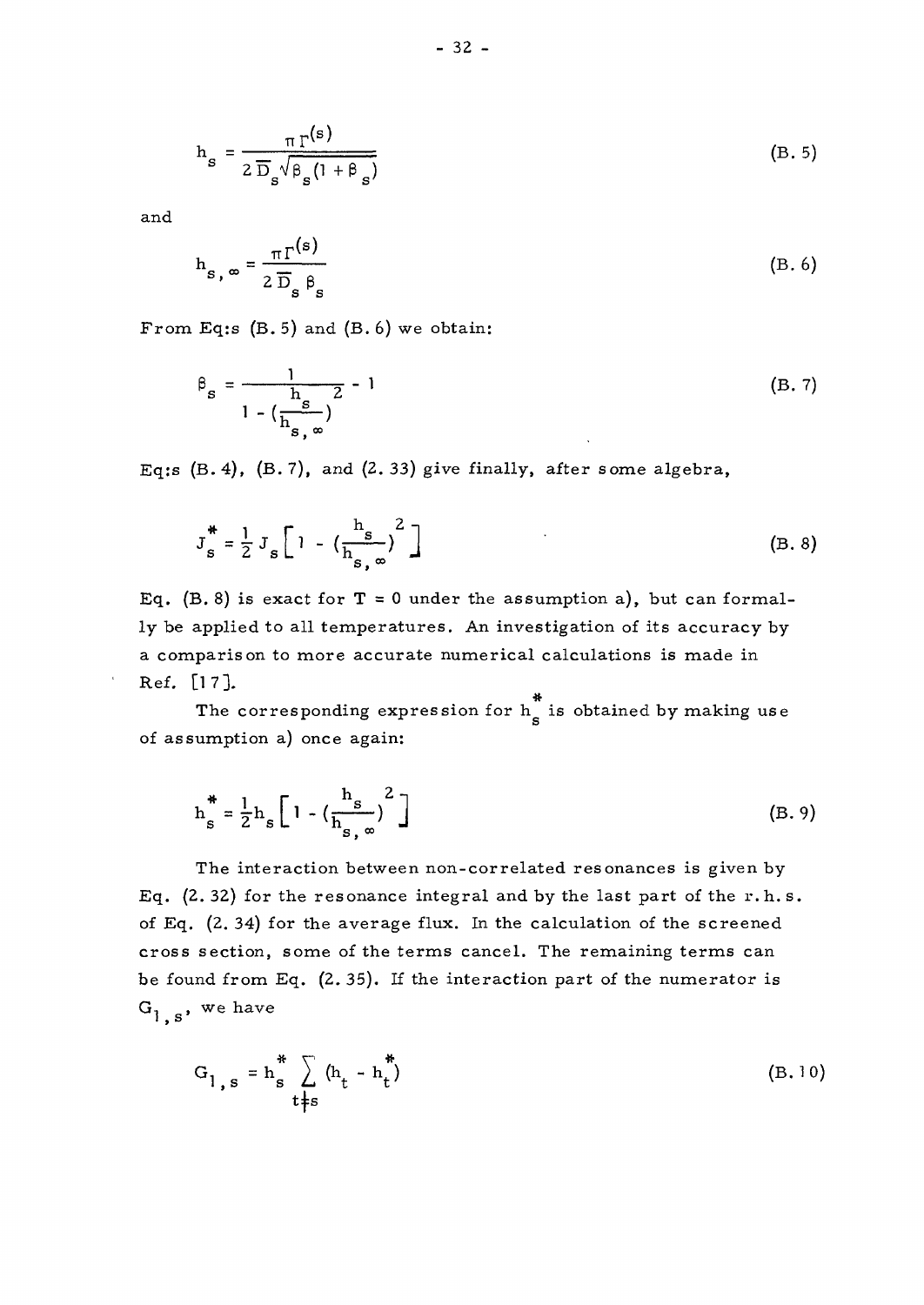$$h_s = \frac{\pi \Gamma^{(s)}}{2 \overline{D}_s \sqrt{\beta_s (1 + \beta_s)}} \tag{B. 5}$$

and

$$h_{s,\infty} = \frac{\pi \Gamma^{(s)}}{2 \overline{D}_s \beta_s} \tag{B. 6}$$

From Eq:s (B. 5) and (B. 6) we obtain:

$$\beta_s = \frac{1}{1 - \left(\frac{h_s}{h_{s,\infty}}\right)^2} - 1 \tag{B. 7}$$

Eq:s (B. 4), (B. 7), and (2. 33) give finally, after some algebra,

$$J_s^* = \frac{1}{2} J_s \left[ 1 - \left(\frac{h_s}{h_{s,\infty}}\right)^2 \right] \tag{B. 8}$$

Eq. (B. 8) is exact for $T = 0$ under the assumption a), but can formally be applied to all temperatures. An investigation of its accuracy by a comparison to more accurate numerical calculations is made in Ref. [17].

The corresponding expression for $h_s^*$ is obtained by making use of assumption a) once again:

$$h_s^* = \frac{1}{2} h_s \left[ 1 - \left(\frac{h_s}{h_{s,\infty}}\right)^2 \right] \tag{B. 9}$$

The interaction between non-correlated resonances is given by Eq. (2. 32) for the resonance integral and by the last part of the r. h. s. of Eq. (2. 34) for the average flux. In the calculation of the screened cross section, some of the terms cancel. The remaining terms can be found from Eq. (2. 35). If the interaction part of the numerator is $G_{1,s}$, we have

$$G_{1,s} = h_s^* \sum_{t \neq s} (h_t - h_t^*) \tag{B. 10}$$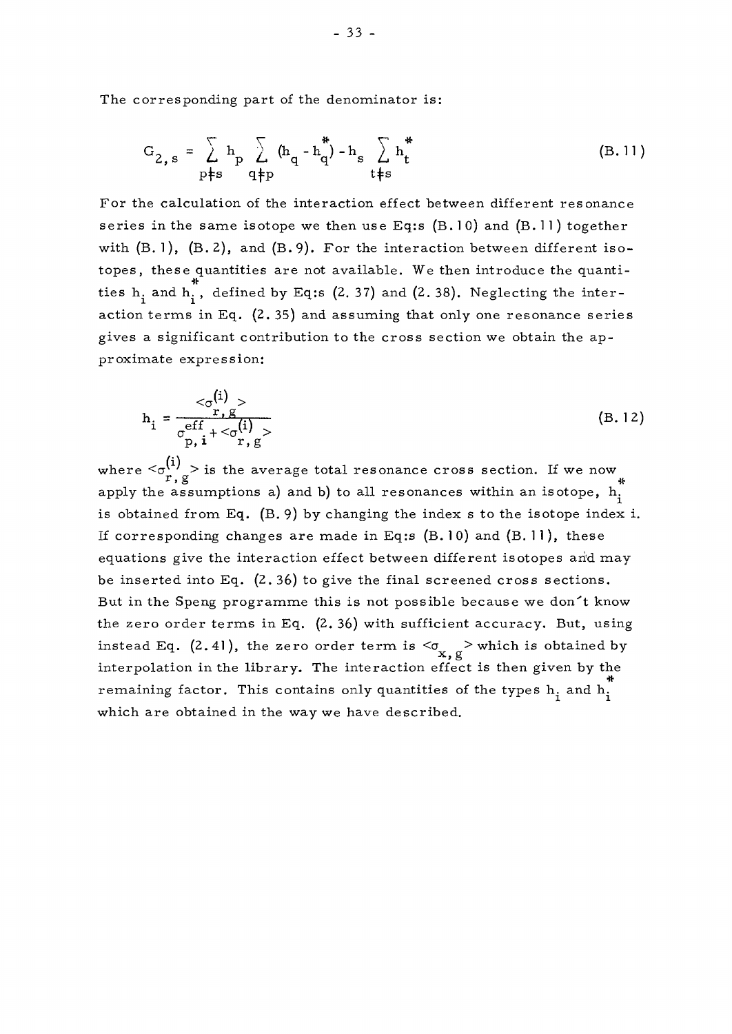The corresponding part of the denominator is:

$$G_{2,s} = \sum_{p \neq s} h_p \sum_{q \neq p} (h_q - h_q^*) - h_s \sum_{t \neq s} h_t^* \tag{B.11}$$

For the calculation of the interaction effect between different resonance series in the same isotope we then use Eq:s (B.10) and (B.11) together with (B.1), (B.2), and (B.9). For the interaction between different isotopes, these quantities are not available. We then introduce the quantities $h_i$ and $h_i^*$, defined by Eq:s (2.37) and (2.38). Neglecting the interaction terms in Eq. (2.35) and assuming that only one resonance series gives a significant contribution to the cross section we obtain the approximate expression:

$$h_i = \frac{<\sigma_{r,g}^{(i)}>}{\sigma_{p,i}^{eff} + <\sigma_{r,g}^{(i)}>} \tag{B.12}$$

where $<\sigma_{r,g}^{(i)}>$ is the average total resonance cross section. If we now apply the assumptions a) and b) to all resonances within an isotope, $h_i^*$ is obtained from Eq. (B.9) by changing the index s to the isotope index i. If corresponding changes are made in Eq:s (B.10) and (B.11), these equations give the interaction effect between different isotopes and may be inserted into Eq. (2.36) to give the final screened cross sections. But in the Speng programme this is not possible because we don't know the zero order terms in Eq. (2.36) with sufficient accuracy. But, using instead Eq. (2.41), the zero order term is $<\sigma_{x,g}>$ which is obtained by interpolation in the library. The interaction effect is then given by the remaining factor. This contains only quantities of the types $h_i$ and $h_i^*$ which are obtained in the way we have described.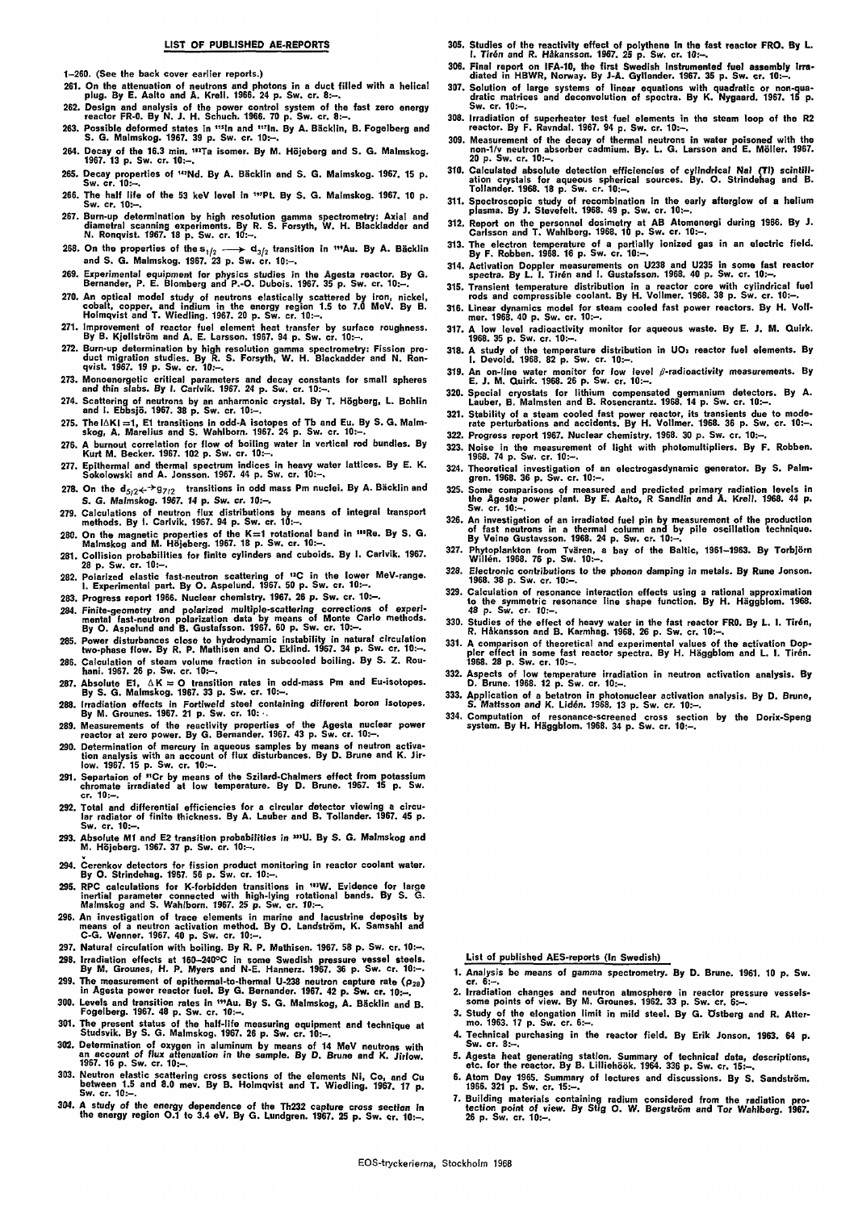## LIST OF PUBLISHED AE-REPORTS

1–260. (See the back cover earlier reports.)

261. On the attenuation of neutrons and photons in a duct filled with a helical plug. By E. Aalto and A. Krell. 1966. 24 p. Sw. cr. 8:–.
262. Design and analysis of the power control system of the fast zero energy reactor FR-0. By N. J. H. Schuch. 1966. 70 p. Sw. cr. 8:–.
263. Possible deformed states in $^{115}$In and $^{117}$In. By A. Bäcklin, B. Fogelberg and S. G. Malmskog. 1967. 39 p. Sw. cr. 10:–.
264. Decay of the 16.3 min. $^{182}$Ta isomer. By M. Höjeberg and S. G. Malmskog. 1967. 13 p. Sw. cr. 10:–.
265. Decay properties of $^{147}$Nd. By A. Bäcklin and S. G. Malmskog. 1967. 15 p. Sw. cr. 10:–.
266. The half life of the 53 keV level in $^{197}$Pt. By S. G. Malmskog. 1967. 10 p. Sw. cr. 10:–.
267. Burn-up determination by high resolution gamma spectrometry: Axial and diametral scanning experiments. By R. S. Forsyth, W. H. Blackladder and N. Ronqvist. 1967. 18 p. Sw. cr. 10:–.
268. On the properties of the $s_{1/2} \longrightarrow d_{3/2}$ transition in $^{199}$Au. By A. Bäcklin and S. G. Malmskog. 1967. 23 p. Sw. cr. 10:–.
269. Experimental equipment for physics studies in the Ågesta reactor. By G. Bernander, P. E. Blomberg and P.-O. Dubois. 1967. 35 p. Sw. cr. 10:–.
270. An optical model study of neutrons elastically scattered by iron, nickel, cobalt, copper, and indium in the energy region 1.5 to 7.0 MeV. By B. Holmqvist and T. Wiedling. 1967. 20 p. Sw. cr. 10:–.
271. Improvement of reactor fuel element heat transfer by surface roughness. By B. Kjellström and A. E. Larsson. 1967. 94 p. Sw. cr. 10:–.
272. Burn-up determination by high resolution gamma spectrometry: Fission product migration studies. By R. S. Forsyth, W. H. Blackadder and N. Ronqvist. 1967. 19 p. Sw. cr. 10:–.
273. Monoenergetic critical parameters and decay constants for small spheres and thin slabs. By I. Carlvik. 1967. 24 p. Sw. cr. 10:–.
274. Scattering of neutrons by an anharmonic crystal. By T. Högberg, L. Bohlin and I. Ebbsjö. 1967. 38 p. Sw. cr. 10:–.
275. The $|\Delta K| = 1$, E1 transitions in odd-A isotopes of Tb and Eu. By S. G. Malmskog, A. Marelius and S. Wahlborn. 1967. 24 p. Sw. cr. 10:–.
276. A burnout correlation for flow of boiling water in vertical rod bundles. By Kurt M. Becker. 1967. 102 p. Sw. cr. 10:–.
277. Epithermal and thermal spectrum indices in heavy water lattices. By E. K. Sokolowski and A. Jonsson. 1967. 44 p. Sw. cr. 10:–.
278. On the $d_{5/2} \leftrightarrow g_{7/2}$ transitions in odd mass Pm nuclei. By A. Bäcklin and S. G. Malmskog. 1967. 14 p. Sw. cr. 10:–.
279. Calculations of neutron flux distributions by means of integral transport methods. By I. Carlvik. 1967. 94 p. Sw. cr. 10:–.
280. On the magnetic properties of the K=1 rotational band in $^{188}$Re. By S. G. Malmskog and M. Höjeberg. 1967. 18 p. Sw. cr. 10:–.
281. Collision probabilities for finite cylinders and cuboids. By I. Carlvik. 1967. 28 p. Sw. cr. 10:–.
282. Polarized elastic fast-neutron scattering of $^{12}$C in the lower MeV-range. I. Experimental part. By O. Aspelund. 1967. 50 p. Sw. cr. 10:–.
283. Progress report 1966. Nuclear chemistry. 1967. 26 p. Sw. cr. 10:–.
284. Finite-geometry and polarized multiple-scattering corrections of experimental fast-neutron polarization data by means of Monte Carlo methods. By O. Aspelund and B. Gustafsson. 1967. 60 p. Sw. cr. 10:–.
285. Power disturbances close to hydrodynamic instability in natural circulation two-phase flow. By R. P. Mathisen and O. Eklind. 1967. 34 p. Sw. cr. 10:–.
286. Calculation of steam volume fraction in subcooled boiling. By S. Z. Rouhani. 1967. 26 p. Sw. cr. 10:–.
287. Absolute E1, $\Delta K = 0$ transition rates in odd-mass Pm and Eu-isotopes. By S. G. Malmskog. 1967. 33 p. Sw. cr. 10:–.
288. Irradiation effects in Fortiweld steel containing different boron isotopes. By M. Grounes. 1967. 21 p. Sw. cr. 10:–.
289. Measurements of the reactivity properties of the Ågesta nuclear power reactor at zero power. By G. Bernander. 1967. 43 p. Sw. cr. 10:–.
290. Determination of mercury in aqueous samples by means of neutron activation analysis with an account of flux disturbances. By D. Brune and K. Jirlow. 1967. 15 p. Sw. cr. 10:–.
291. Separtaion of $^{51}$Cr by means of the Szilard-Chalmers effect from potassium chromate irradiated at low temperature. By D. Brune. 1967. 15 p. Sw. cr. 10:–.
292. Total and differential efficiencies for a circular detector viewing a circular radiator of finite thickness. By A. Lauber and B. Tollander. 1967. 45 p. Sw. cr. 10:–.
293. Absolute M1 and E2 transition probabilities in $^{233}$U. By S. G. Malmskog and M. Höjeberg. 1967. 37 p. Sw. cr. 10:–.
294. Čerenkov detectors for fission product monitoring in reactor coolant water. By O. Strindehag. 1967. 56 p. Sw. cr. 10:–.
295. RPC calculations for K-forbidden transitions in $^{183}$W. Evidence for large inertial parameter connected with high-lying rotational bands. By S. G. Malmskog and S. Wahlborn. 1967. 25 p. Sw. cr. 10:–.
296. An investigation of trace elements in marine and lacustrine deposits by means of a neutron activation method. By O. Landström, K. Samsahl and C-G. Wenner. 1967. 40 p. Sw. cr. 10:–.
297. Natural circulation with boiling. By R. P. Mathisen. 1967. 58 p. Sw. cr. 10:–.
298. Irradiation effects at 160–240°C in some Swedish pressure vessel steels. By M. Grounes, H. P. Myers and N-E. Hannerz. 1967. 36 p. Sw. cr. 10:–.
299. The measurement of epithermal-to-thermal U-238 neutron capture rate ($\rho_{28}$) in Ågesta power reactor fuel. By G. Bernander. 1967. 42 p. Sw. cr. 10:–.
300. Levels and transition rates in $^{199}$Au. By S. G. Malmskog, A. Bäcklin and B. Fogelberg. 1967. 48 p. Sw. cr. 10:–.
301. The present status of the half-life measuring equipment and technique at Studsvik. By S. G. Malmskog. 1967. 26 p. Sw. cr. 10:–.
302. Determination of oxygen in aluminum by means of 14 MeV neutrons with an account of flux attenuation in the sample. By D. Brune and K. Jirlow. 1967. 16 p. Sw. cr. 10:–.
303. Neutron elastic scattering cross sections of the elements Ni, Co, and Cu between 1.5 and 8.0 mev. By B. Holmqvist and T. Wiedling. 1967. 17 p. Sw. cr. 10:–.
304. A study of the energy dependence of the Th232 capture cross section in the energy region 0.1 to 3.4 eV. By G. Lundgren. 1967. 25 p. Sw. cr. 10:–.
305. Studies of the reactivity effect of polythene in the fast reactor FRO. By L. I. Tirén and R. Håkansson. 1967. 25 p. Sw. cr. 10:–.
306. Final report on IFA-10, the first Swedish instrumented fuel assembly irradiated in HBWR, Norway. By J-A. Gyllander. 1967. 35 p. Sw. cr. 10:–.
307. Solution of large systems of linear equations with quadratic or non-quadratic matrices and deconvolution of spectra. By K. Nygaard. 1967. 15 p. Sw. cr. 10:–.
308. Irradiation of superheater test fuel elements in the steam loop of the R2 reactor. By F. Ravndal. 1967. 94 p. Sw. cr. 10:–.
309. Measurement of the decay of thermal neutrons in water poisoned with the non-1/v neutron absorber cadmium. By. L. G. Larsson and E. Möller. 1967. 20 p. Sw. cr. 10:–.
310. Calculated absolute detection efficiencies of cylindrical NaI (Tl) scintillation crystals for aqueous spherical sources. By. O. Strindehag and B. Tollander. 1968. 18 p. Sw. cr. 10:–.
311. Spectroscopic study of recombination in the early afterglow of a helium plasma. By J. Stevefelt. 1968. 49 p. Sw. cr. 10:–.
312. Report on the personnel dosimetry at AB Atomenergi during 1966. By J. Carlsson and T. Wahlberg. 1968. 10 p. Sw. cr. 10:–.
313. The electron temperature of a partially ionized gas in an electric field. By F. Robben. 1968. 16 p. Sw. cr. 10:–.
314. Activation Doppler measurements on U238 and U235 in some fast reactor spectra. By L. I. Tirén and I. Gustafsson. 1968. 40 p. Sw. cr. 10:–.
315. Transient temperature distribution in a reactor core with cylindrical fuel rods and compressible coolant. By H. Vollmer. 1968. 38 p. Sw. cr. 10:–.
316. Linear dynamics model for steam cooled fast power reactors. By H. Vollmer. 1968. 40 p. Sw. cr. 10:–.
317. A low level radioactivity monitor for aqueous waste. By E. J. M. Quirk. 1968. 35 p. Sw. cr. 10:–.
318. A study of the temperature distribution in $UO_2$ reactor fuel elements. By I. Devold. 1968. 82 p. Sw. cr. 10:–.
319. An on-line water monitor for low level $\beta$-radioactivity measurements. By E. J. M. Quirk. 1968. 26 p. Sw. cr. 10:–.
320. Special cryostats for lithium compensated germanium detectors. By A. Lauber, B. Malmsten and B. Rosencrantz. 1968. 14 p. Sw. cr. 10:–.
321. Stability of a steam cooled fast power reactor, its transients due to moderate perturbations and accidents. By H. Vollmer. 1968. 36 p. Sw. cr. 10:–.
322. Progress report 1967. Nuclear chemistry. 1968. 30 p. Sw. cr. 10:–.
323. Noise in the measurement of light with photomultipliers. By F. Robben. 1968. 74 p. Sw. cr. 10:–.
324. Theoretical investigation of an electrogasdynamic generator. By S. Palmgren. 1968. 36 p. Sw. cr. 10:–.
325. Some comparisons of measured and predicted primary radiation levels in the Ågesta power plant. By E. Aalto, R Sandlin and A. Krell. 1968. 44 p. Sw. cr. 10:–.
326. An investigation of an irradiated fuel pin by measurement of the production of fast neutrons in a thermal column and by pile oscillation technique. By Veine Gustavsson. 1968. 24 p. Sw. cr. 10:–.
327. Phytoplankton from Tvären, a bay of the Baltic, 1961–1963. By Torbjörn Willén. 1968. 76 p. Sw. 10:–.
328. Electronic contributions to the phonon damping in metals. By Rune Jonson. 1968. 38 p. Sw. cr. 10:–.
329. Calculation of resonance interaction effects using a rational approximation to the symmetric resonance line shape function. By H. Häggblom. 1968. 48 p. Sw. cr. 10:–.
330. Studies of the effect of heavy water in the fast reactor FRO. By L. I. Tirén, R. Håkansson and B. Karmhag. 1968. 26 p. Sw. cr. 10:–.
331. A comparison of theoretical and experimental values of the activation Doppler effect in some fast reactor spectra. By H. Häggblom and L. I. Tirén. 1968. 28 p. Sw. cr. 10:–.
332. Aspects of low temperature irradiation in neutron activation analysis. By D. Brune. 1968. 12 p. Sw. cr. 10:–.
333. Application of a betatron in photonuclear activation analysis. By D. Brune, S. Mattsson and K. Lidén. 1968. 13 p. Sw. cr. 10:–.
334. Computation of resonance-screened cross section by the Dorix-Speng system. By H. Häggblom. 1968. 34 p. Sw. cr. 10:–.

### List of published AES-reports (In Swedish)

1. Analysis be means of gamma spectrometry. By D. Brune. 1961. 10 p. Sw. cr. 6:–.
2. Irradiation changes and neutron atmosphere in reactor pressure vessels-some points of view. By M. Grounes. 1962. 33 p. Sw. cr. 6:–.
3. Study of the elongation limit in mild steel. By G. Östberg and R. Attermo. 1963. 17 p. Sw. cr. 6:–.
4. Technical purchasing in the reactor field. By Erik Jonson. 1963. 64 p. Sw. cr. 8:–.
5. Ågesta heat generating station. Summary of technical data, descriptions, etc. for the reactor. By B. Lilliehöök. 1964. 336 p. Sw. cr. 15:–.
6. Atom Day 1965. Summary of lectures and discussions. By S. Sandström. 1966. 321 p. Sw. cr. 15:–.
7. Building materials containing radium considered from the radiation protection point of view. By Stig O. W. Bergström and Tor Wahlberg. 1967. 26 p. Sw. cr. 10:–.

EOS-tryckerierna, Stockholm 1968